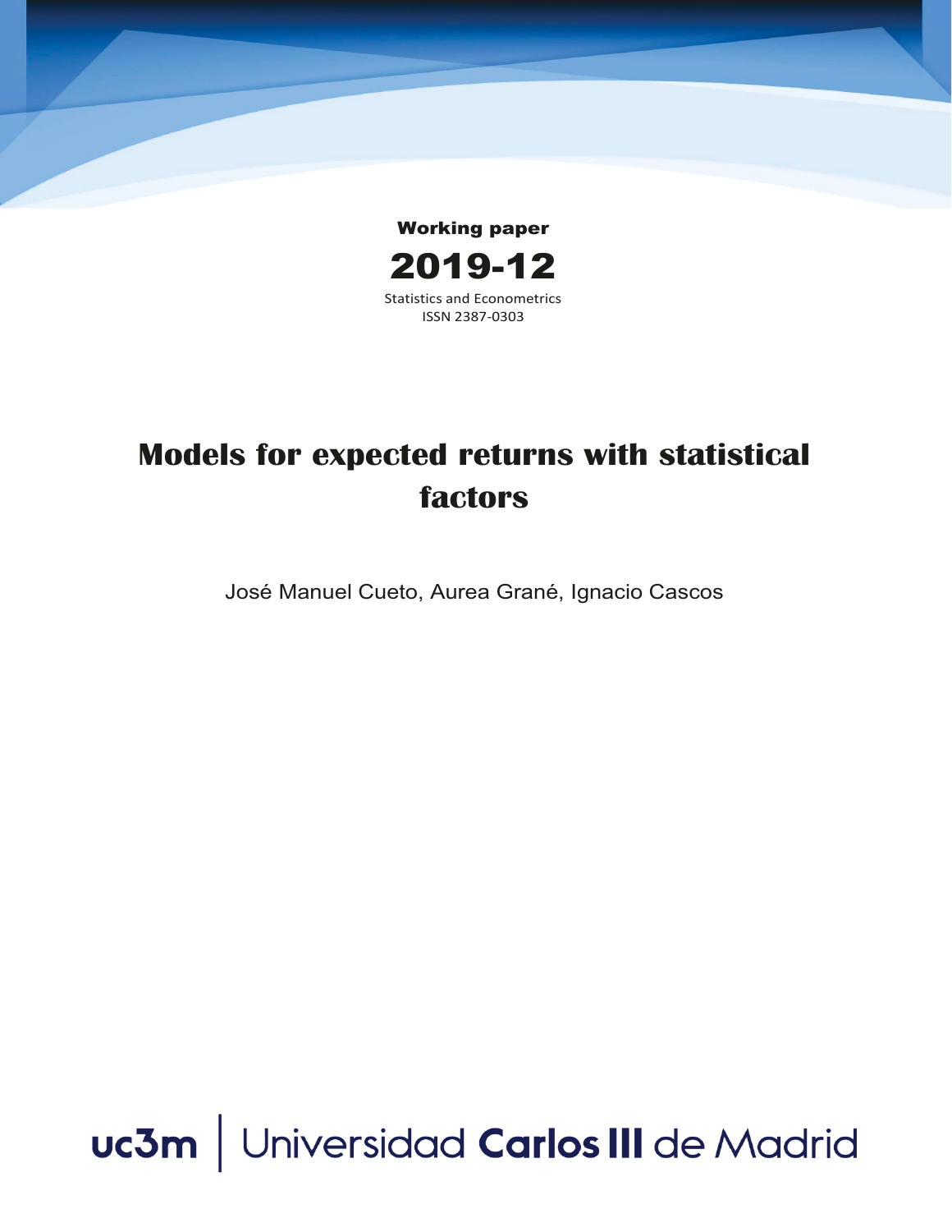Working paper

2019-12

Statistics and Econometrics

ISSN 2387-0303

# Models for expected returns with statistical factors

José Manuel Cueto, Aurea Grané, Ignacio Cascos

uc3m | Universidad Carlos III de Madrid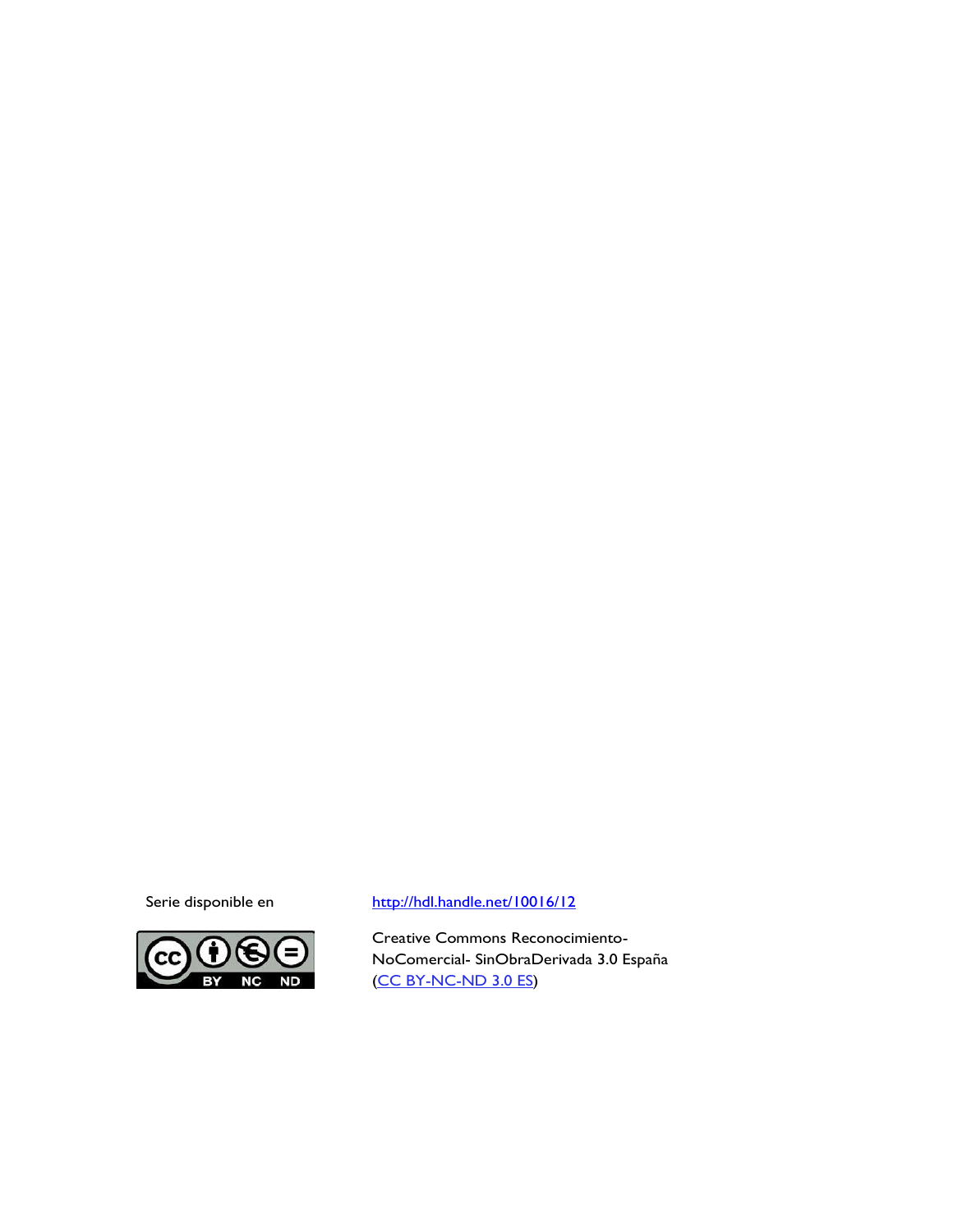Serie disponible en http://hdl.handle.net/10016/12

Creative Commons Reconocimiento-NoComercial- SinObraDerivada 3.0 España (CC BY-NC-ND 3.0 ES)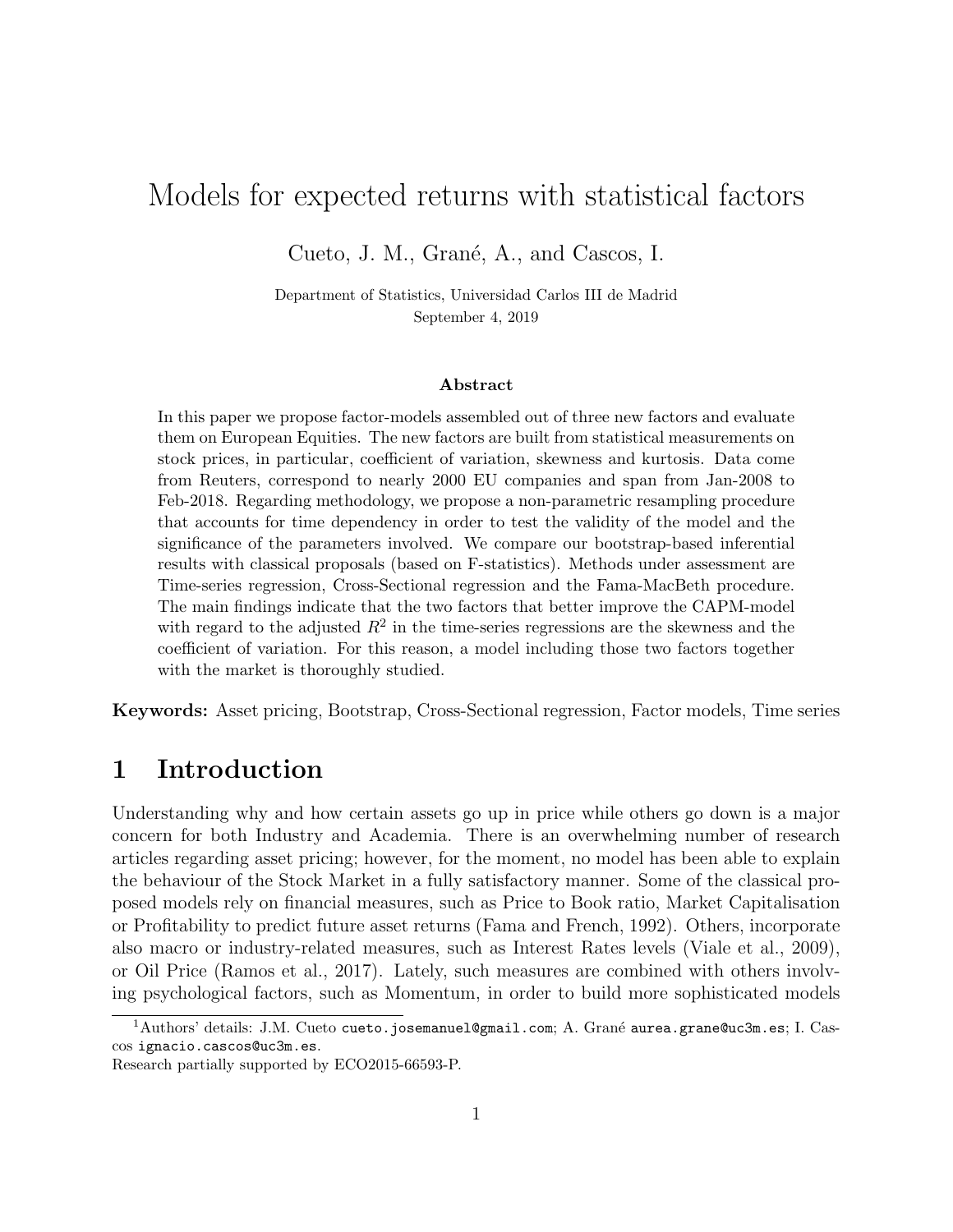# Models for expected returns with statistical factors

Cueto, J. M., Grané, A., and Cascos, I.

Department of Statistics, Universidad Carlos III de Madrid
September 4, 2019

### Abstract

In this paper we propose factor-models assembled out of three new factors and evaluate them on European Equities. The new factors are built from statistical measurements on stock prices, in particular, coefficient of variation, skewness and kurtosis. Data come from Reuters, correspond to nearly 2000 EU companies and span from Jan-2008 to Feb-2018. Regarding methodology, we propose a non-parametric resampling procedure that accounts for time dependency in order to test the validity of the model and the significance of the parameters involved. We compare our bootstrap-based inferential results with classical proposals (based on F-statistics). Methods under assessment are Time-series regression, Cross-Sectional regression and the Fama-MacBeth procedure. The main findings indicate that the two factors that better improve the CAPM-model with regard to the adjusted $R^2$ in the time-series regressions are the skewness and the coefficient of variation. For this reason, a model including those two factors together with the market is thoroughly studied.

**Keywords:** Asset pricing, Bootstrap, Cross-Sectional regression, Factor models, Time series

# 1 Introduction

Understanding why and how certain assets go up in price while others go down is a major concern for both Industry and Academia. There is an overwhelming number of research articles regarding asset pricing; however, for the moment, no model has been able to explain the behaviour of the Stock Market in a fully satisfactory manner. Some of the classical proposed models rely on financial measures, such as Price to Book ratio, Market Capitalisation or Profitability to predict future asset returns (Fama and French, 1992). Others, incorporate also macro or industry-related measures, such as Interest Rates levels (Viale et al., 2009), or Oil Price (Ramos et al., 2017). Lately, such measures are combined with others involving psychological factors, such as Momentum, in order to build more sophisticated models

[1]Authors' details: J.M. Cueto cueto.josemanuel@gmail.com; A. Grané aurea.grane@uc3m.es; I. Cascos ignacio.cascos@uc3m.es.
Research partially supported by ECO2015-66593-P.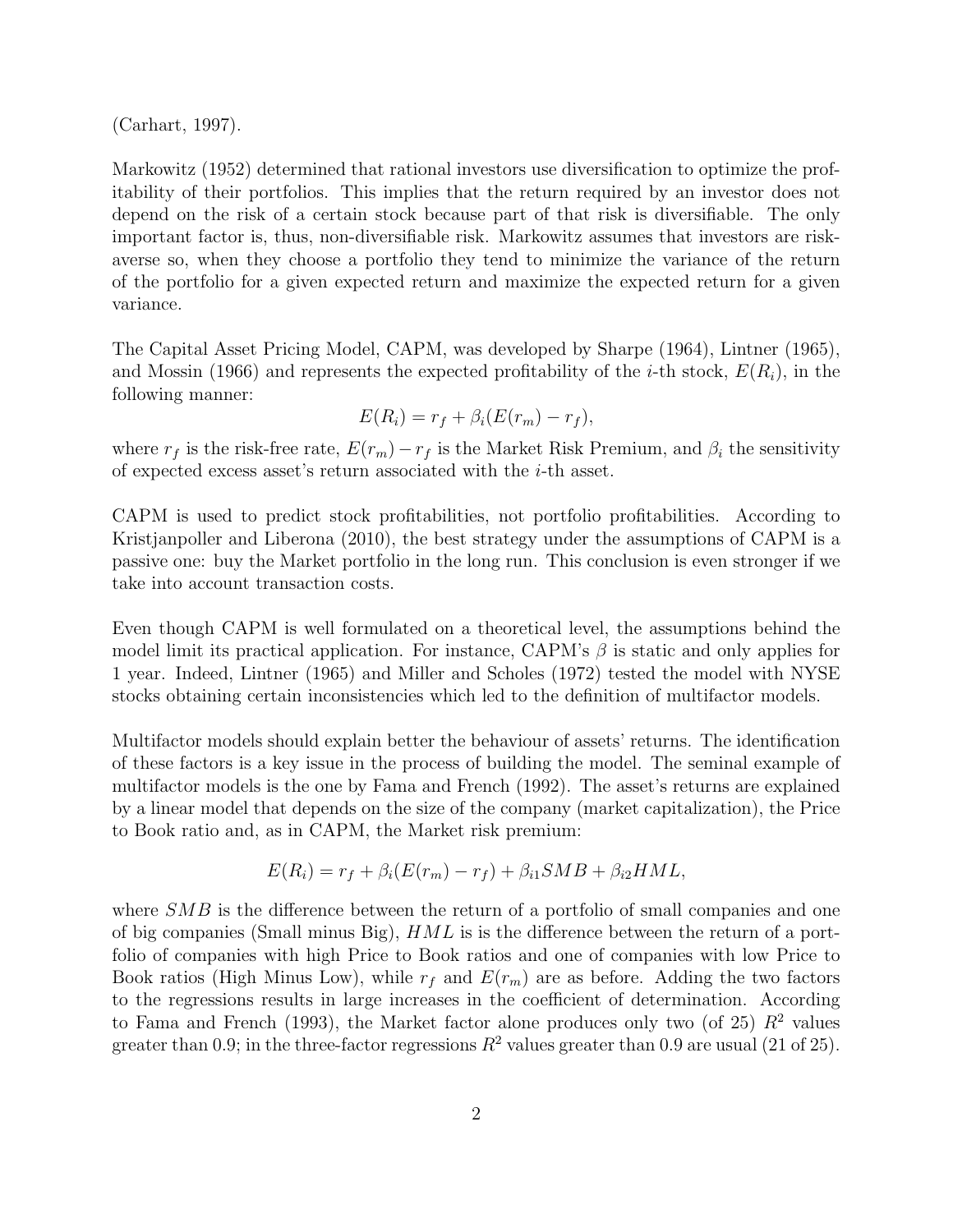(Carhart, 1997).

Markowitz (1952) determined that rational investors use diversification to optimize the profitability of their portfolios. This implies that the return required by an investor does not depend on the risk of a certain stock because part of that risk is diversifiable. The only important factor is, thus, non-diversifiable risk. Markowitz assumes that investors are risk-averse so, when they choose a portfolio they tend to minimize the variance of the return of the portfolio for a given expected return and maximize the expected return for a given variance.

The Capital Asset Pricing Model, CAPM, was developed by Sharpe (1964), Lintner (1965), and Mossin (1966) and represents the expected profitability of the $i$-th stock, $E(R_i)$, in the following manner:

$$E(R_i) = r_f + \beta_i(E(r_m) - r_f),$$

where $r_f$ is the risk-free rate, $E(r_m) - r_f$ is the Market Risk Premium, and $\beta_i$ the sensitivity of expected excess asset's return associated with the $i$-th asset.

CAPM is used to predict stock profitabilities, not portfolio profitabilities. According to Kristjanpoller and Liberona (2010), the best strategy under the assumptions of CAPM is a passive one: buy the Market portfolio in the long run. This conclusion is even stronger if we take into account transaction costs.

Even though CAPM is well formulated on a theoretical level, the assumptions behind the model limit its practical application. For instance, CAPM's $\beta$ is static and only applies for 1 year. Indeed, Lintner (1965) and Miller and Scholes (1972) tested the model with NYSE stocks obtaining certain inconsistencies which led to the definition of multifactor models.

Multifactor models should explain better the behaviour of assets' returns. The identification of these factors is a key issue in the process of building the model. The seminal example of multifactor models is the one by Fama and French (1992). The asset's returns are explained by a linear model that depends on the size of the company (market capitalization), the Price to Book ratio and, as in CAPM, the Market risk premium:

$$E(R_i) = r_f + \beta_i(E(r_m) - r_f) + \beta_{i1}SMB + \beta_{i2}HML,$$

where $SMB$ is the difference between the return of a portfolio of small companies and one of big companies (Small minus Big), $HML$ is is the difference between the return of a portfolio of companies with high Price to Book ratios and one of companies with low Price to Book ratios (High Minus Low), while $r_f$ and $E(r_m)$ are as before. Adding the two factors to the regressions results in large increases in the coefficient of determination. According to Fama and French (1993), the Market factor alone produces only two (of 25) $R^2$ values greater than 0.9; in the three-factor regressions $R^2$ values greater than 0.9 are usual (21 of 25).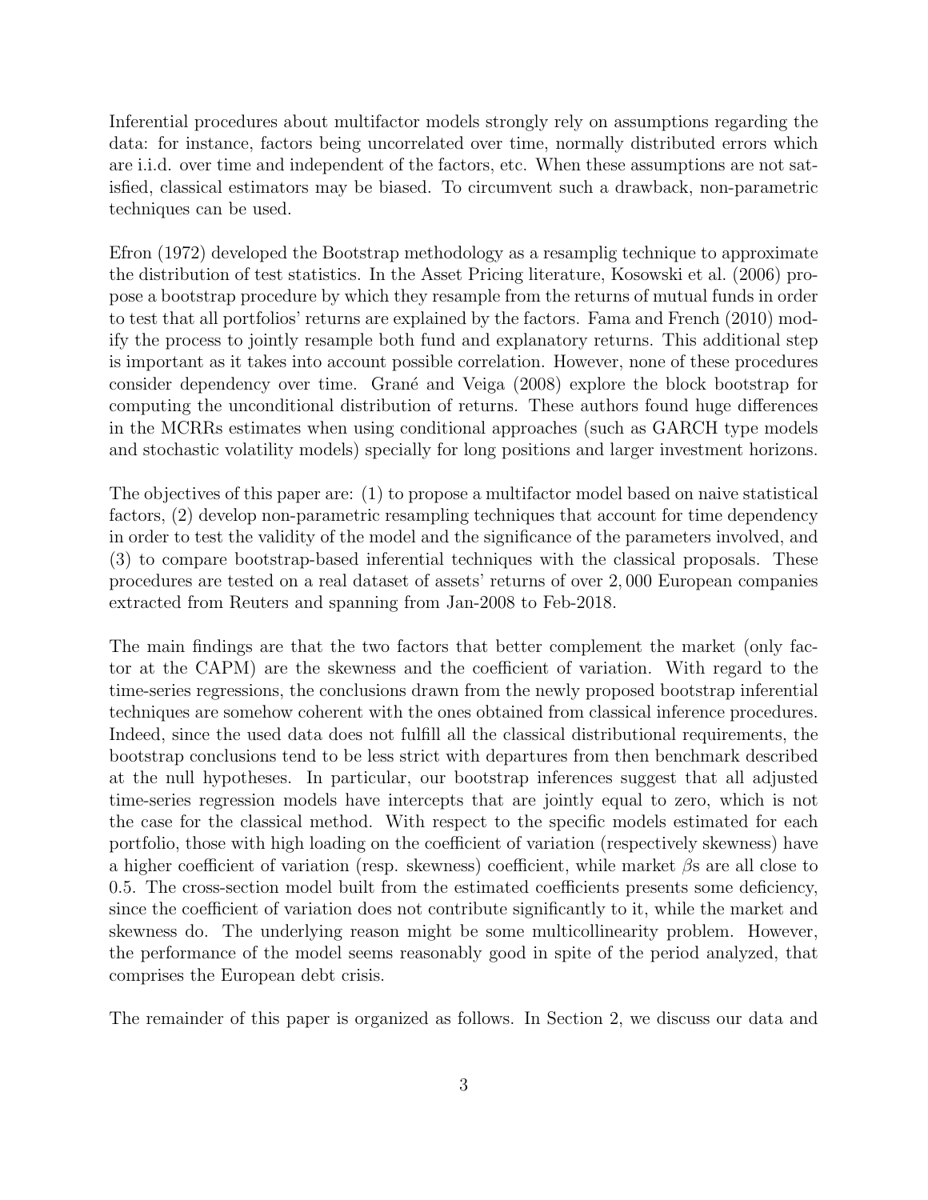Inferential procedures about multifactor models strongly rely on assumptions regarding the data: for instance, factors being uncorrelated over time, normally distributed errors which are i.i.d. over time and independent of the factors, etc. When these assumptions are not satisfied, classical estimators may be biased. To circumvent such a drawback, non-parametric techniques can be used.

Efron (1972) developed the Bootstrap methodology as a resamplig technique to approximate the distribution of test statistics. In the Asset Pricing literature, Kosowski et al. (2006) propose a bootstrap procedure by which they resample from the returns of mutual funds in order to test that all portfolios' returns are explained by the factors. Fama and French (2010) modify the process to jointly resample both fund and explanatory returns. This additional step is important as it takes into account possible correlation. However, none of these procedures consider dependency over time. Grané and Veiga (2008) explore the block bootstrap for computing the unconditional distribution of returns. These authors found huge differences in the MCRRs estimates when using conditional approaches (such as GARCH type models and stochastic volatility models) specially for long positions and larger investment horizons.

The objectives of this paper are: (1) to propose a multifactor model based on naive statistical factors, (2) develop non-parametric resampling techniques that account for time dependency in order to test the validity of the model and the significance of the parameters involved, and (3) to compare bootstrap-based inferential techniques with the classical proposals. These procedures are tested on a real dataset of assets' returns of over 2,000 European companies extracted from Reuters and spanning from Jan-2008 to Feb-2018.

The main findings are that the two factors that better complement the market (only factor at the CAPM) are the skewness and the coefficient of variation. With regard to the time-series regressions, the conclusions drawn from the newly proposed bootstrap inferential techniques are somehow coherent with the ones obtained from classical inference procedures. Indeed, since the used data does not fulfill all the classical distributional requirements, the bootstrap conclusions tend to be less strict with departures from then benchmark described at the null hypotheses. In particular, our bootstrap inferences suggest that all adjusted time-series regression models have intercepts that are jointly equal to zero, which is not the case for the classical method. With respect to the specific models estimated for each portfolio, those with high loading on the coefficient of variation (respectively skewness) have a higher coefficient of variation (resp. skewness) coefficient, while market $\beta$s are all close to 0.5. The cross-section model built from the estimated coefficients presents some deficiency, since the coefficient of variation does not contribute significantly to it, while the market and skewness do. The underlying reason might be some multicollinearity problem. However, the performance of the model seems reasonably good in spite of the period analyzed, that comprises the European debt crisis.

The remainder of this paper is organized as follows. In Section 2, we discuss our data and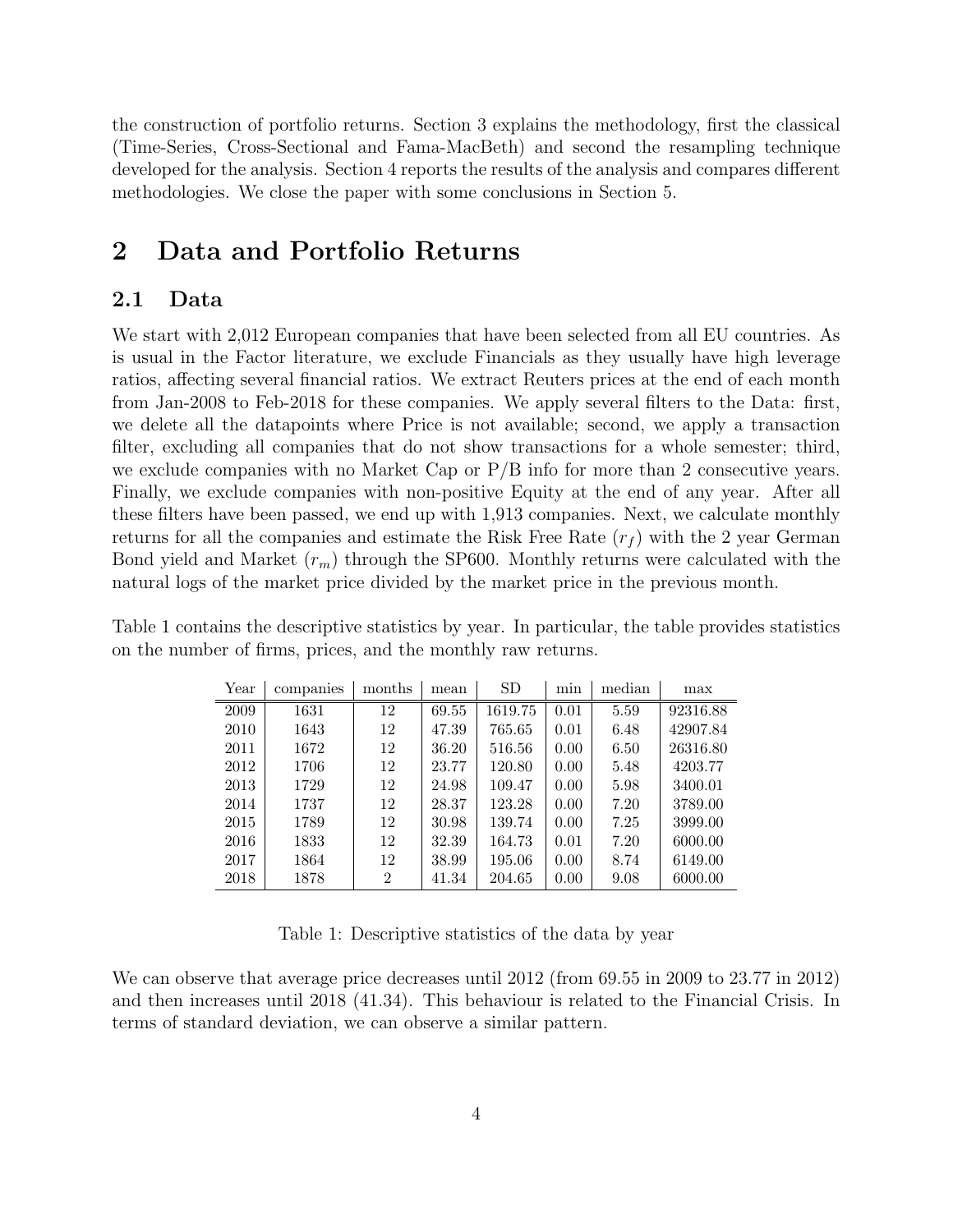the construction of portfolio returns. Section 3 explains the methodology, first the classical (Time-Series, Cross-Sectional and Fama-MacBeth) and second the resampling technique developed for the analysis. Section 4 reports the results of the analysis and compares different methodologies. We close the paper with some conclusions in Section 5.

# 2 Data and Portfolio Returns

## 2.1 Data

We start with 2,012 European companies that have been selected from all EU countries. As is usual in the Factor literature, we exclude Financials as they usually have high leverage ratios, affecting several financial ratios. We extract Reuters prices at the end of each month from Jan-2008 to Feb-2018 for these companies. We apply several filters to the Data: first, we delete all the datapoints where Price is not available; second, we apply a transaction filter, excluding all companies that do not show transactions for a whole semester; third, we exclude companies with no Market Cap or P/B info for more than 2 consecutive years. Finally, we exclude companies with non-positive Equity at the end of any year. After all these filters have been passed, we end up with 1,913 companies. Next, we calculate monthly returns for all the companies and estimate the Risk Free Rate ($r_f$) with the 2 year German Bond yield and Market ($r_m$) through the SP600. Monthly returns were calculated with the natural logs of the market price divided by the market price in the previous month.

Table 1 contains the descriptive statistics by year. In particular, the table provides statistics on the number of firms, prices, and the monthly raw returns.

| Year | companies | months | mean | SD | min | median | max |
|---|---|---|---|---|---|---|---|
| 2009 | 1631 | 12 | 69.55 | 1619.75 | 0.01 | 5.59 | 92316.88 |
| 2010 | 1643 | 12 | 47.39 | 765.65 | 0.01 | 6.48 | 42907.84 |
| 2011 | 1672 | 12 | 36.20 | 516.56 | 0.00 | 6.50 | 26316.80 |
| 2012 | 1706 | 12 | 23.77 | 120.80 | 0.00 | 5.48 | 4203.77 |
| 2013 | 1729 | 12 | 24.98 | 109.47 | 0.00 | 5.98 | 3400.01 |
| 2014 | 1737 | 12 | 28.37 | 123.28 | 0.00 | 7.20 | 3789.00 |
| 2015 | 1789 | 12 | 30.98 | 139.74 | 0.00 | 7.25 | 3999.00 |
| 2016 | 1833 | 12 | 32.39 | 164.73 | 0.01 | 7.20 | 6000.00 |
| 2017 | 1864 | 12 | 38.99 | 195.06 | 0.00 | 8.74 | 6149.00 |
| 2018 | 1878 | 2 | 41.34 | 204.65 | 0.00 | 9.08 | 6000.00 |

Table 1: Descriptive statistics of the data by year

We can observe that average price decreases until 2012 (from 69.55 in 2009 to 23.77 in 2012) and then increases until 2018 (41.34). This behaviour is related to the Financial Crisis. In terms of standard deviation, we can observe a similar pattern.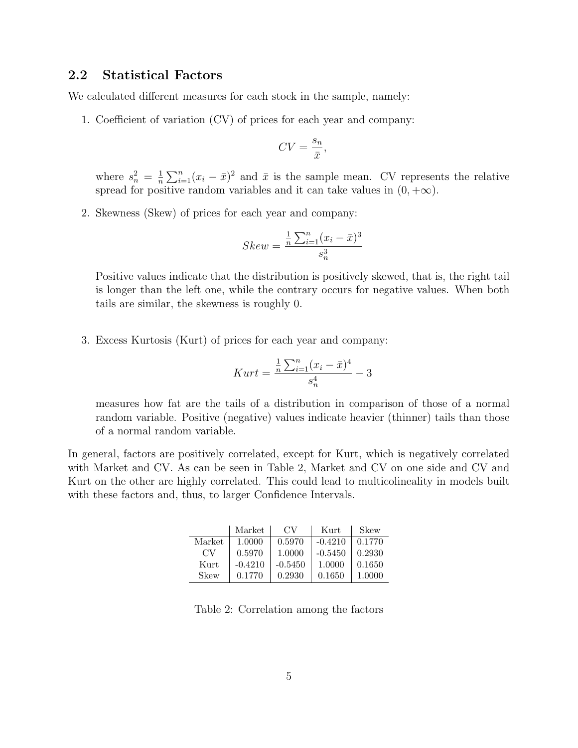## 2.2 Statistical Factors

We calculated different measures for each stock in the sample, namely:

1. Coefficient of variation (CV) of prices for each year and company:

$$CV = \frac{s_n}{\bar{x}},$$

where $s_n^2 = \frac{1}{n}\sum_{i=1}^{n}(x_i - \bar{x})^2$ and $\bar{x}$ is the sample mean. CV represents the relative spread for positive random variables and it can take values in $(0, +\infty)$.

2. Skewness (Skew) of prices for each year and company:

$$Skew = \frac{\frac{1}{n}\sum_{i=1}^{n}(x_i - \bar{x})^3}{s_n^3}$$

Positive values indicate that the distribution is positively skewed, that is, the right tail is longer than the left one, while the contrary occurs for negative values. When both tails are similar, the skewness is roughly 0.

3. Excess Kurtosis (Kurt) of prices for each year and company:

$$Kurt = \frac{\frac{1}{n}\sum_{i=1}^{n}(x_i - \bar{x})^4}{s_n^4} - 3$$

measures how fat are the tails of a distribution in comparison of those of a normal random variable. Positive (negative) values indicate heavier (thinner) tails than those of a normal random variable.

In general, factors are positively correlated, except for Kurt, which is negatively correlated with Market and CV. As can be seen in Table 2, Market and CV on one side and CV and Kurt on the other are highly correlated. This could lead to multicolineality in models built with these factors and, thus, to larger Confidence Intervals.

| | Market | CV | Kurt | Skew |
|---|---|---|---|---|
| Market | 1.0000 | 0.5970 | -0.4210 | 0.1770 |
| CV | 0.5970 | 1.0000 | -0.5450 | 0.2930 |
| Kurt | -0.4210 | -0.5450 | 1.0000 | 0.1650 |
| Skew | 0.1770 | 0.2930 | 0.1650 | 1.0000 |

Table 2: Correlation among the factors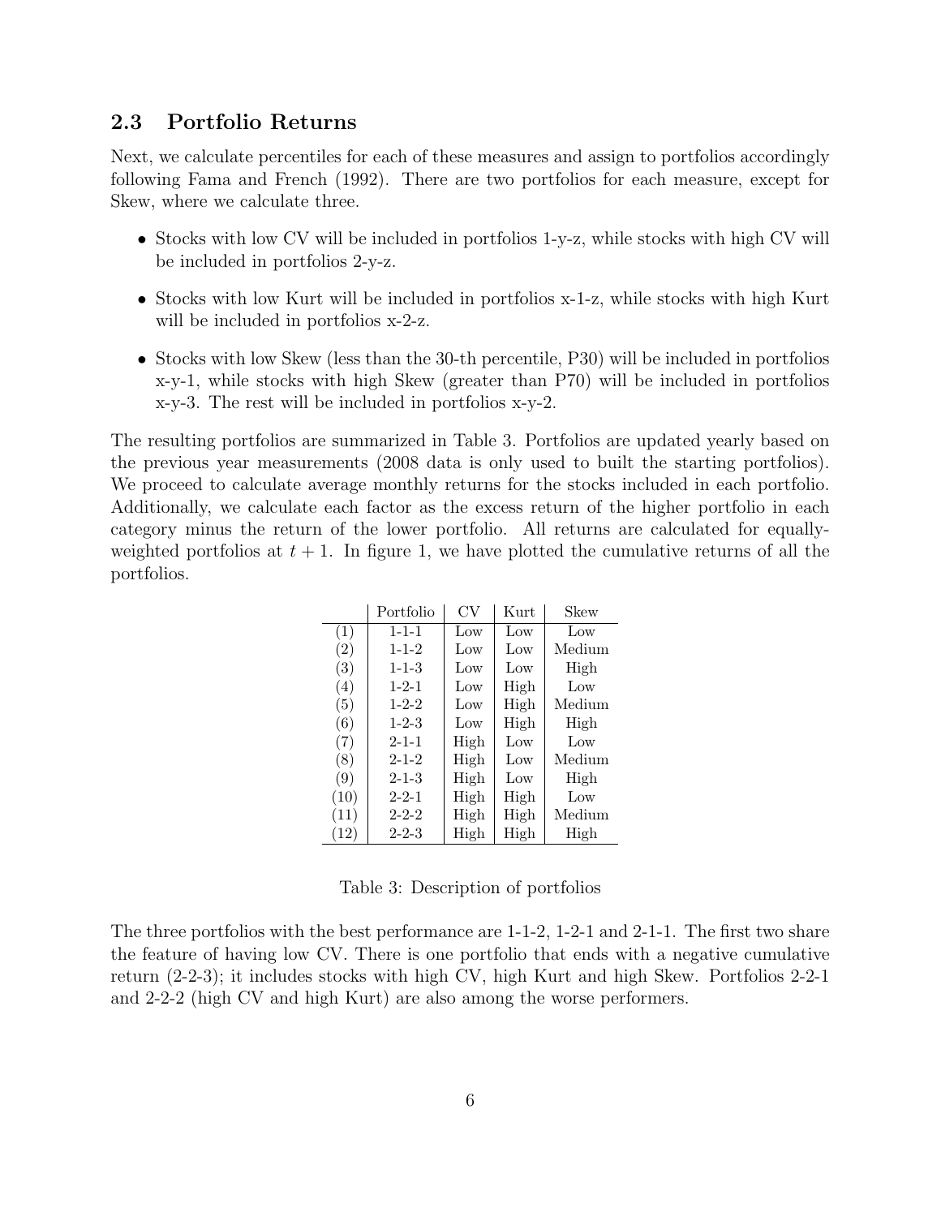### 2.3 Portfolio Returns

Next, we calculate percentiles for each of these measures and assign to portfolios accordingly following Fama and French (1992). There are two portfolios for each measure, except for Skew, where we calculate three.

- Stocks with low CV will be included in portfolios 1-y-z, while stocks with high CV will be included in portfolios 2-y-z.
- Stocks with low Kurt will be included in portfolios x-1-z, while stocks with high Kurt will be included in portfolios x-2-z.
- Stocks with low Skew (less than the 30-th percentile, P30) will be included in portfolios x-y-1, while stocks with high Skew (greater than P70) will be included in portfolios x-y-3. The rest will be included in portfolios x-y-2.

The resulting portfolios are summarized in Table 3. Portfolios are updated yearly based on the previous year measurements (2008 data is only used to built the starting portfolios). We proceed to calculate average monthly returns for the stocks included in each portfolio. Additionally, we calculate each factor as the excess return of the higher portfolio in each category minus the return of the lower portfolio. All returns are calculated for equally-weighted portfolios at $t+1$. In figure 1, we have plotted the cumulative returns of all the portfolios.

| | Portfolio | CV | Kurt | Skew |
|---|---|---|---|---|
| (1) | 1-1-1 | Low | Low | Low |
| (2) | 1-1-2 | Low | Low | Medium |
| (3) | 1-1-3 | Low | Low | High |
| (4) | 1-2-1 | Low | High | Low |
| (5) | 1-2-2 | Low | High | Medium |
| (6) | 1-2-3 | Low | High | High |
| (7) | 2-1-1 | High | Low | Low |
| (8) | 2-1-2 | High | Low | Medium |
| (9) | 2-1-3 | High | Low | High |
| (10) | 2-2-1 | High | High | Low |
| (11) | 2-2-2 | High | High | Medium |
| (12) | 2-2-3 | High | High | High |

Table 3: Description of portfolios

The three portfolios with the best performance are 1-1-2, 1-2-1 and 2-1-1. The first two share the feature of having low CV. There is one portfolio that ends with a negative cumulative return (2-2-3); it includes stocks with high CV, high Kurt and high Skew. Portfolios 2-2-1 and 2-2-2 (high CV and high Kurt) are also among the worse performers.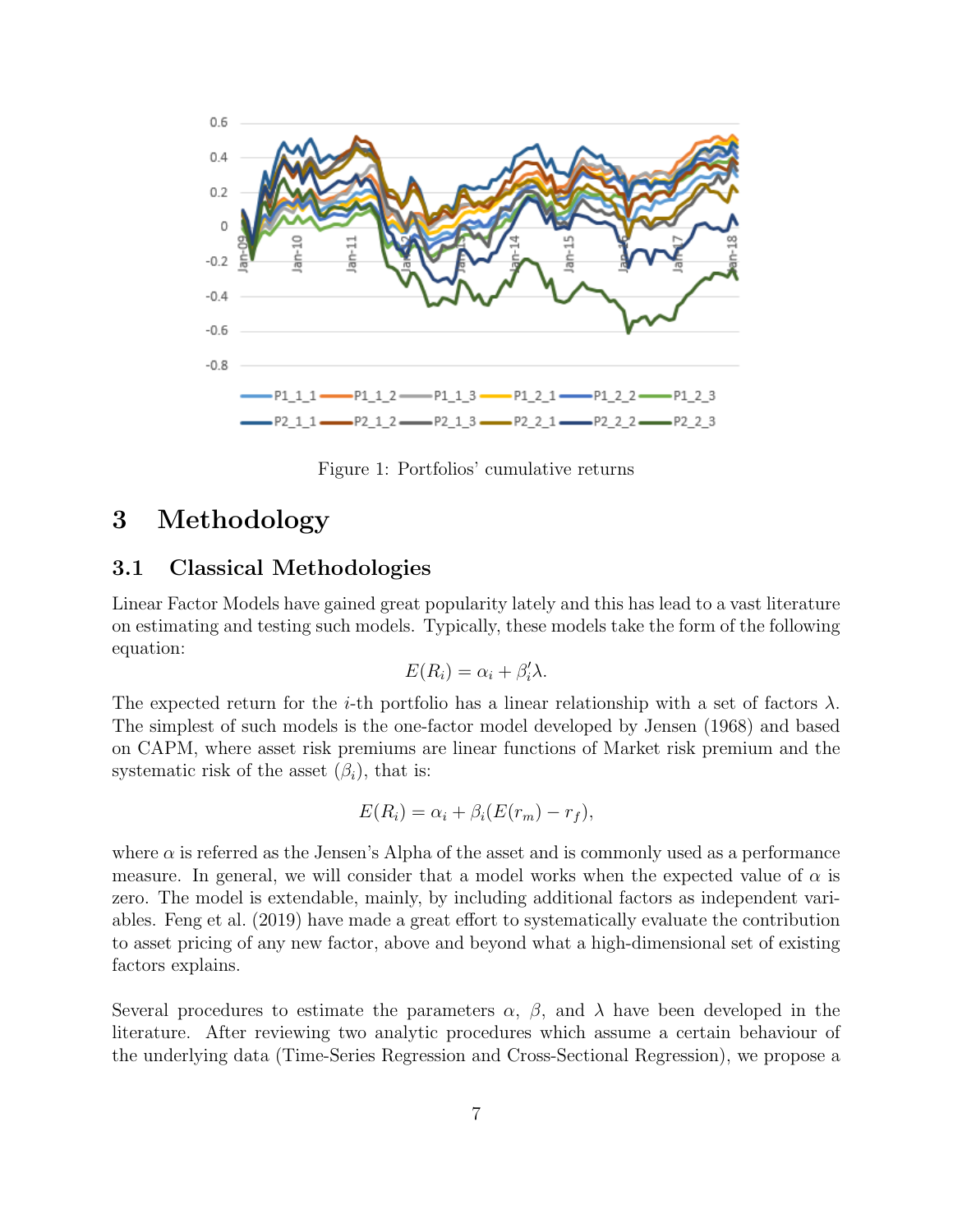Figure 1: Portfolios' cumulative returns

# 3 Methodology

## 3.1 Classical Methodologies

Linear Factor Models have gained great popularity lately and this has lead to a vast literature on estimating and testing such models. Typically, these models take the form of the following equation:

$$E(R_i) = \alpha_i + \beta_i'\lambda.$$

The expected return for the $i$-th portfolio has a linear relationship with a set of factors $\lambda$. The simplest of such models is the one-factor model developed by Jensen (1968) and based on CAPM, where asset risk premiums are linear functions of Market risk premium and the systematic risk of the asset ($\beta_i$), that is:

$$E(R_i) = \alpha_i + \beta_i(E(r_m) - r_f),$$

where $\alpha$ is referred as the Jensen's Alpha of the asset and is commonly used as a performance measure. In general, we will consider that a model works when the expected value of $\alpha$ is zero. The model is extendable, mainly, by including additional factors as independent variables. Feng et al. (2019) have made a great effort to systematically evaluate the contribution to asset pricing of any new factor, above and beyond what a high-dimensional set of existing factors explains.

Several procedures to estimate the parameters $\alpha$, $\beta$, and $\lambda$ have been developed in the literature. After reviewing two analytic procedures which assume a certain behaviour of the underlying data (Time-Series Regression and Cross-Sectional Regression), we propose a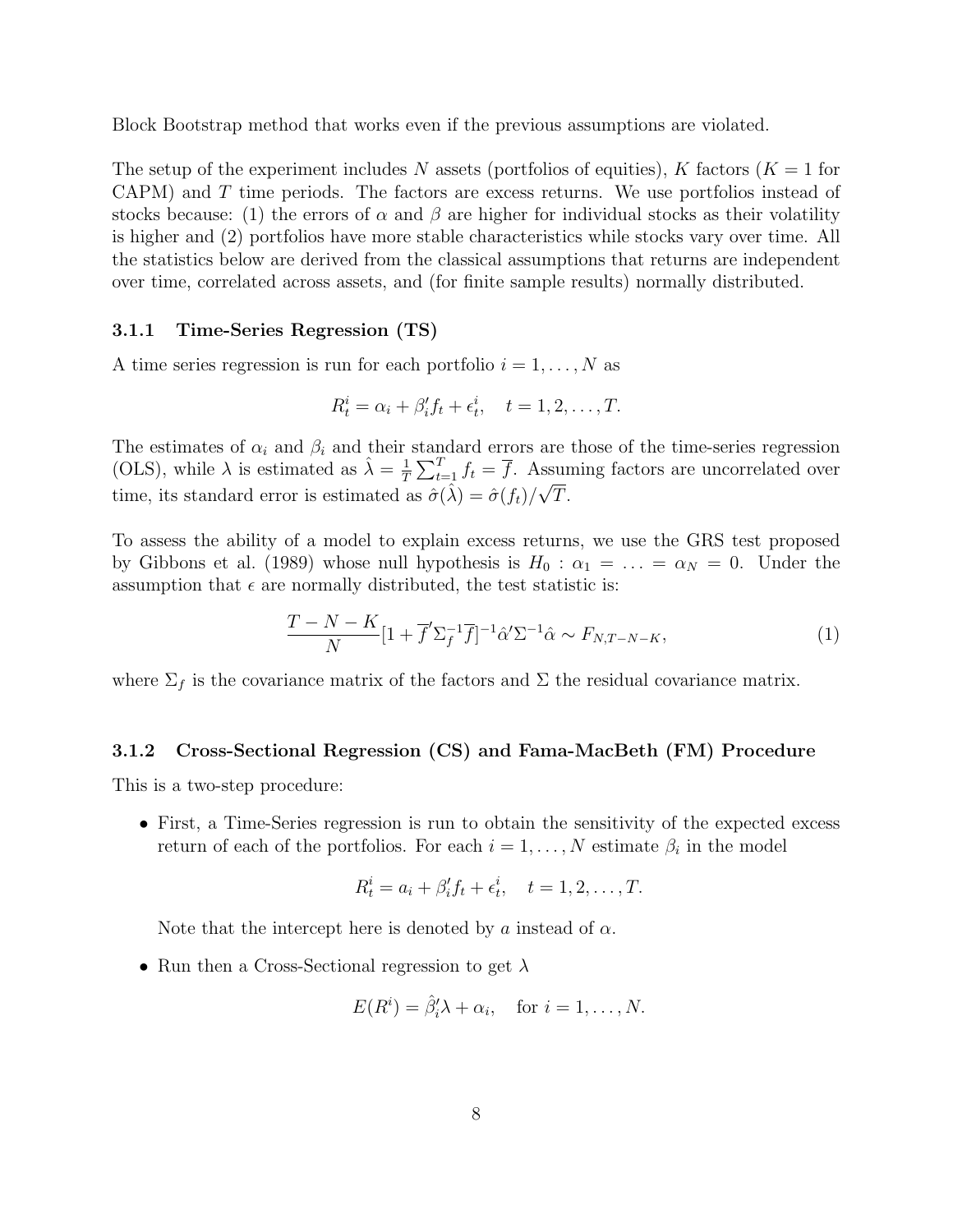Block Bootstrap method that works even if the previous assumptions are violated.

The setup of the experiment includes $N$ assets (portfolios of equities), $K$ factors ($K = 1$ for CAPM) and $T$ time periods. The factors are excess returns. We use portfolios instead of stocks because: (1) the errors of $\alpha$ and $\beta$ are higher for individual stocks as their volatility is higher and (2) portfolios have more stable characteristics while stocks vary over time. All the statistics below are derived from the classical assumptions that returns are independent over time, correlated across assets, and (for finite sample results) normally distributed.

### 3.1.1 Time-Series Regression (TS)

A time series regression is run for each portfolio $i = 1, \ldots, N$ as

$$R_t^i = \alpha_i + \beta_i' f_t + \epsilon_t^i, \quad t = 1, 2, \ldots, T.$$

The estimates of $\alpha_i$ and $\beta_i$ and their standard errors are those of the time-series regression (OLS), while $\lambda$ is estimated as $\hat{\lambda} = \frac{1}{T}\sum_{t=1}^{T} f_t = \overline{f}$. Assuming factors are uncorrelated over time, its standard error is estimated as $\hat{\sigma}(\hat{\lambda}) = \hat{\sigma}(f_t)/\sqrt{T}$.

To assess the ability of a model to explain excess returns, we use the GRS test proposed by Gibbons et al. (1989) whose null hypothesis is $H_0 : \alpha_1 = \ldots = \alpha_N = 0$. Under the assumption that $\epsilon$ are normally distributed, the test statistic is:

$$\frac{T - N - K}{N}[1 + \overline{f}'\Sigma_f^{-1}\overline{f}]^{-1}\hat{\alpha}'\Sigma^{-1}\hat{\alpha} \sim F_{N,T-N-K}, \tag{1}$$

where $\Sigma_f$ is the covariance matrix of the factors and $\Sigma$ the residual covariance matrix.

### 3.1.2 Cross-Sectional Regression (CS) and Fama-MacBeth (FM) Procedure

This is a two-step procedure:

- First, a Time-Series regression is run to obtain the sensitivity of the expected excess return of each of the portfolios. For each $i = 1, \ldots, N$ estimate $\beta_i$ in the model

$$R_t^i = a_i + \beta_i' f_t + \epsilon_t^i, \quad t = 1, 2, \ldots, T.$$

  Note that the intercept here is denoted by $a$ instead of $\alpha$.

- Run then a Cross-Sectional regression to get $\lambda$

$$E(R^i) = \hat{\beta}_i'\lambda + \alpha_i, \quad \text{for } i = 1, \ldots, N.$$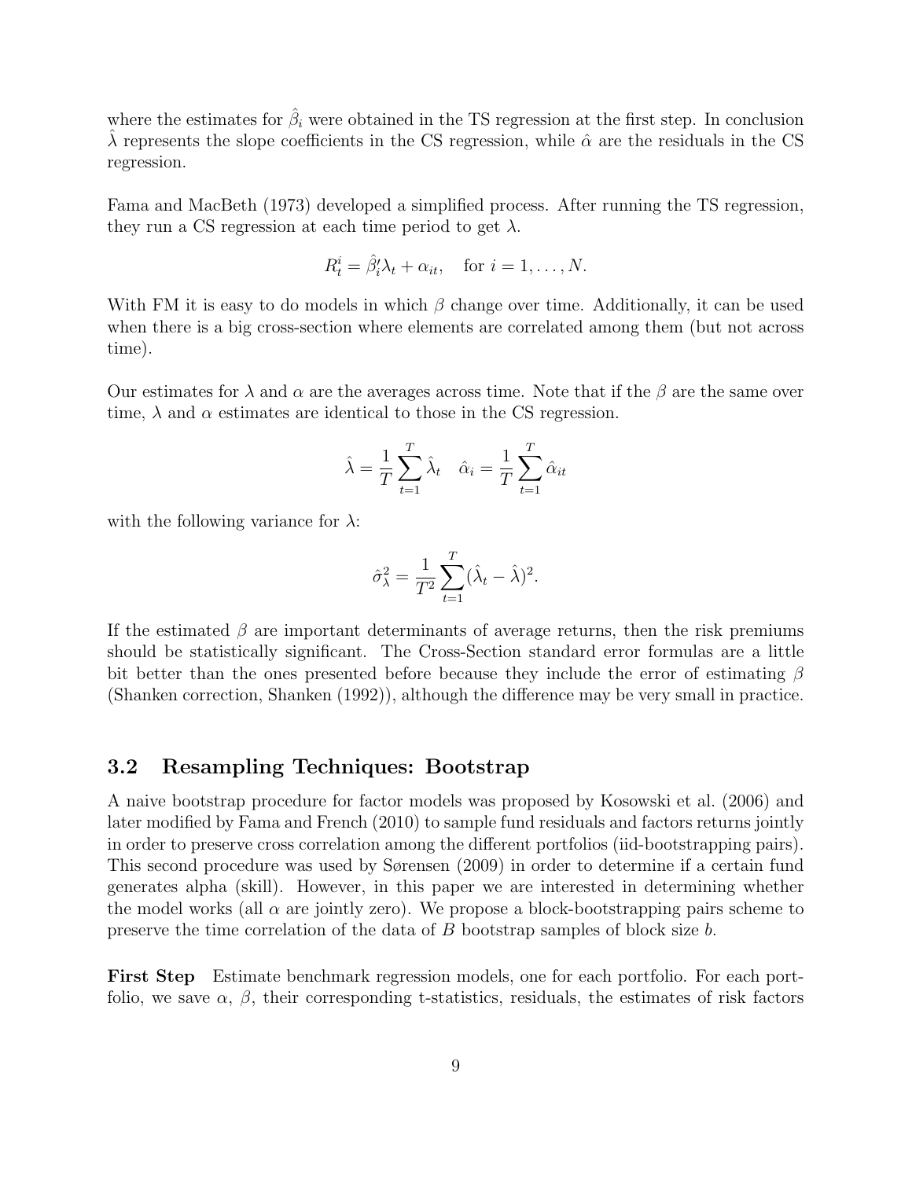where the estimates for $\hat{\beta}_i$ were obtained in the TS regression at the first step. In conclusion $\hat{\lambda}$ represents the slope coefficients in the CS regression, while $\hat{\alpha}$ are the residuals in the CS regression.

Fama and MacBeth (1973) developed a simplified process. After running the TS regression, they run a CS regression at each time period to get $\lambda$.

$$R_t^i = \hat{\beta}_i' \lambda_t + \alpha_{it}, \quad \text{for } i = 1, \ldots, N.$$

With FM it is easy to do models in which $\beta$ change over time. Additionally, it can be used when there is a big cross-section where elements are correlated among them (but not across time).

Our estimates for $\lambda$ and $\alpha$ are the averages across time. Note that if the $\beta$ are the same over time, $\lambda$ and $\alpha$ estimates are identical to those in the CS regression.

$$\hat{\lambda} = \frac{1}{T} \sum_{t=1}^{T} \hat{\lambda}_t \quad \hat{\alpha}_i = \frac{1}{T} \sum_{t=1}^{T} \hat{\alpha}_{it}$$

with the following variance for $\lambda$:

$$\hat{\sigma}_{\lambda}^2 = \frac{1}{T^2} \sum_{t=1}^{T} (\hat{\lambda}_t - \hat{\lambda})^2.$$

If the estimated $\beta$ are important determinants of average returns, then the risk premiums should be statistically significant. The Cross-Section standard error formulas are a little bit better than the ones presented before because they include the error of estimating $\beta$ (Shanken correction, Shanken (1992)), although the difference may be very small in practice.

## 3.2 Resampling Techniques: Bootstrap

A naive bootstrap procedure for factor models was proposed by Kosowski et al. (2006) and later modified by Fama and French (2010) to sample fund residuals and factors returns jointly in order to preserve cross correlation among the different portfolios (iid-bootstrapping pairs). This second procedure was used by Sørensen (2009) in order to determine if a certain fund generates alpha (skill). However, in this paper we are interested in determining whether the model works (all $\alpha$ are jointly zero). We propose a block-bootstrapping pairs scheme to preserve the time correlation of the data of $B$ bootstrap samples of block size $b$.

**First Step** Estimate benchmark regression models, one for each portfolio. For each portfolio, we save $\alpha$, $\beta$, their corresponding t-statistics, residuals, the estimates of risk factors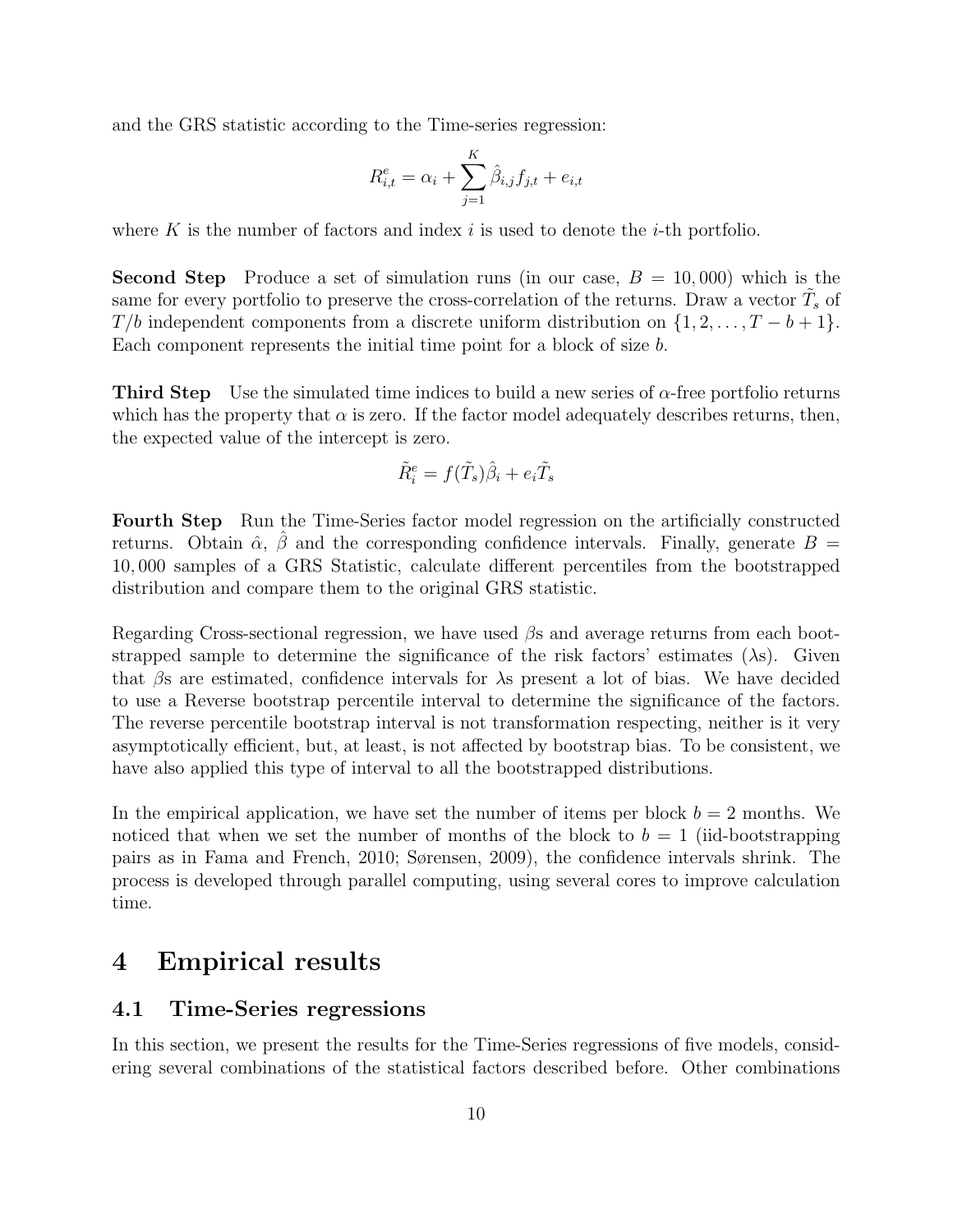and the GRS statistic according to the Time-series regression:

$$R^e_{i,t} = \alpha_i + \sum_{j=1}^{K} \hat{\beta}_{i,j} f_{j,t} + e_{i,t}$$

where $K$ is the number of factors and index $i$ is used to denote the $i$-th portfolio.

**Second Step** Produce a set of simulation runs (in our case, $B = 10,000$) which is the same for every portfolio to preserve the cross-correlation of the returns. Draw a vector $\tilde{T}_s$ of $T/b$ independent components from a discrete uniform distribution on $\{1, 2, \ldots, T - b + 1\}$. Each component represents the initial time point for a block of size $b$.

**Third Step** Use the simulated time indices to build a new series of $\alpha$-free portfolio returns which has the property that $\alpha$ is zero. If the factor model adequately describes returns, then, the expected value of the intercept is zero.

$$\tilde{R}^e_i = f(\tilde{T}_s)\hat{\beta}_i + e_i\tilde{T}_s$$

**Fourth Step** Run the Time-Series factor model regression on the artificially constructed returns. Obtain $\hat{\alpha}$, $\hat{\beta}$ and the corresponding confidence intervals. Finally, generate $B = 10,000$ samples of a GRS Statistic, calculate different percentiles from the bootstrapped distribution and compare them to the original GRS statistic.

Regarding Cross-sectional regression, we have used $\beta$s and average returns from each bootstrapped sample to determine the significance of the risk factors' estimates ($\lambda$s). Given that $\beta$s are estimated, confidence intervals for $\lambda$s present a lot of bias. We have decided to use a Reverse bootstrap percentile interval to determine the significance of the factors. The reverse percentile bootstrap interval is not transformation respecting, neither is it very asymptotically efficient, but, at least, is not affected by bootstrap bias. To be consistent, we have also applied this type of interval to all the bootstrapped distributions.

In the empirical application, we have set the number of items per block $b = 2$ months. We noticed that when we set the number of months of the block to $b = 1$ (iid-bootstrapping pairs as in Fama and French, 2010; Sørensen, 2009), the confidence intervals shrink. The process is developed through parallel computing, using several cores to improve calculation time.

# 4 Empirical results

## 4.1 Time-Series regressions

In this section, we present the results for the Time-Series regressions of five models, considering several combinations of the statistical factors described before. Other combinations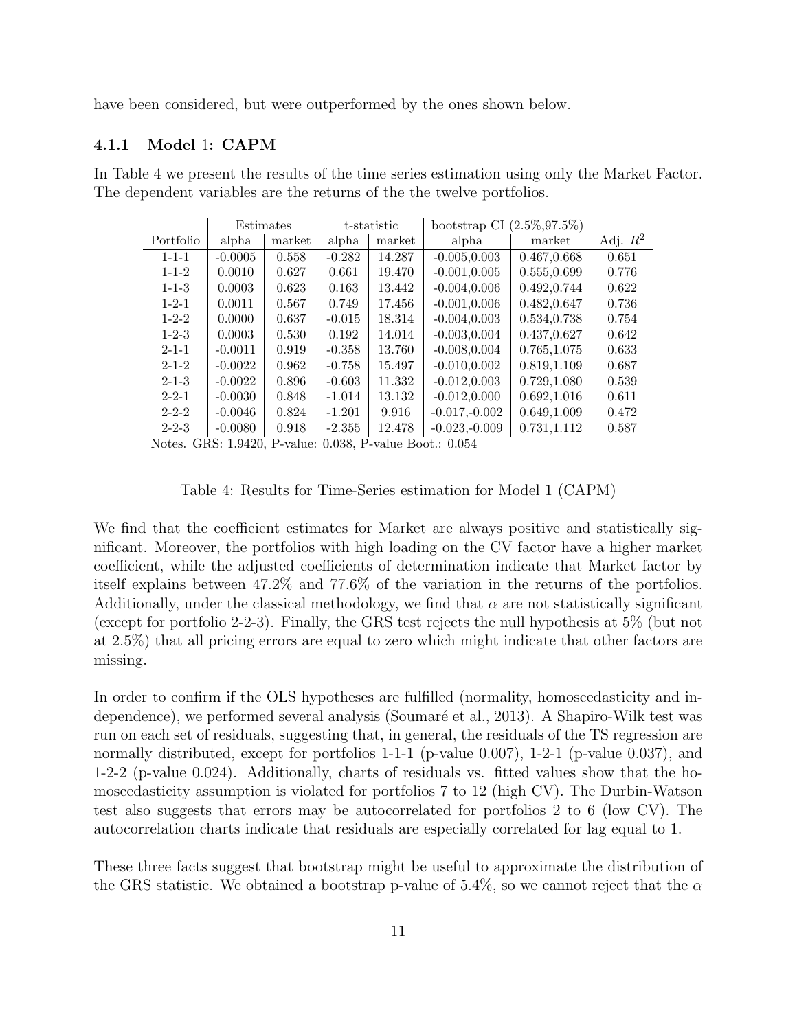have been considered, but were outperformed by the ones shown below.

### 4.1.1 Model 1: CAPM

In Table 4 we present the results of the time series estimation using only the Market Factor. The dependent variables are the returns of the the twelve portfolios.

| | Estimates | | t-statistic | | bootstrap CI (2.5%,97.5%) | | |
|---|---|---|---|---|---|---|---|
| Portfolio | alpha | market | alpha | market | alpha | market | Adj. $R^2$ |
| 1-1-1 | -0.0005 | 0.558 | -0.282 | 14.287 | -0.005,0.003 | 0.467,0.668 | 0.651 |
| 1-1-2 | 0.0010 | 0.627 | 0.661 | 19.470 | -0.001,0.005 | 0.555,0.699 | 0.776 |
| 1-1-3 | 0.0003 | 0.623 | 0.163 | 13.442 | -0.004,0.006 | 0.492,0.744 | 0.622 |
| 1-2-1 | 0.0011 | 0.567 | 0.749 | 17.456 | -0.001,0.006 | 0.482,0.647 | 0.736 |
| 1-2-2 | 0.0000 | 0.637 | -0.015 | 18.314 | -0.004,0.003 | 0.534,0.738 | 0.754 |
| 1-2-3 | 0.0003 | 0.530 | 0.192 | 14.014 | -0.003,0.004 | 0.437,0.627 | 0.642 |
| 2-1-1 | -0.0011 | 0.919 | -0.358 | 13.760 | -0.008,0.004 | 0.765,1.075 | 0.633 |
| 2-1-2 | -0.0022 | 0.962 | -0.758 | 15.497 | -0.010,0.002 | 0.819,1.109 | 0.687 |
| 2-1-3 | -0.0022 | 0.896 | -0.603 | 11.332 | -0.012,0.003 | 0.729,1.080 | 0.539 |
| 2-2-1 | -0.0030 | 0.848 | -1.014 | 13.132 | -0.012,0.000 | 0.692,1.016 | 0.611 |
| 2-2-2 | -0.0046 | 0.824 | -1.201 | 9.916 | -0.017,-0.002 | 0.649,1.009 | 0.472 |
| 2-2-3 | -0.0080 | 0.918 | -2.355 | 12.478 | -0.023,-0.009 | 0.731,1.112 | 0.587 |

Notes. GRS: 1.9420, P-value: 0.038, P-value Boot.: 0.054

Table 4: Results for Time-Series estimation for Model 1 (CAPM)

We find that the coefficient estimates for Market are always positive and statistically significant. Moreover, the portfolios with high loading on the CV factor have a higher market coefficient, while the adjusted coefficients of determination indicate that Market factor by itself explains between 47.2% and 77.6% of the variation in the returns of the portfolios. Additionally, under the classical methodology, we find that $\alpha$ are not statistically significant (except for portfolio 2-2-3). Finally, the GRS test rejects the null hypothesis at 5% (but not at 2.5%) that all pricing errors are equal to zero which might indicate that other factors are missing.

In order to confirm if the OLS hypotheses are fulfilled (normality, homoscedasticity and independence), we performed several analysis (Soumaré et al., 2013). A Shapiro-Wilk test was run on each set of residuals, suggesting that, in general, the residuals of the TS regression are normally distributed, except for portfolios 1-1-1 (p-value 0.007), 1-2-1 (p-value 0.037), and 1-2-2 (p-value 0.024). Additionally, charts of residuals vs. fitted values show that the homoscedasticity assumption is violated for portfolios 7 to 12 (high CV). The Durbin-Watson test also suggests that errors may be autocorrelated for portfolios 2 to 6 (low CV). The autocorrelation charts indicate that residuals are especially correlated for lag equal to 1.

These three facts suggest that bootstrap might be useful to approximate the distribution of the GRS statistic. We obtained a bootstrap p-value of 5.4%, so we cannot reject that the $\alpha$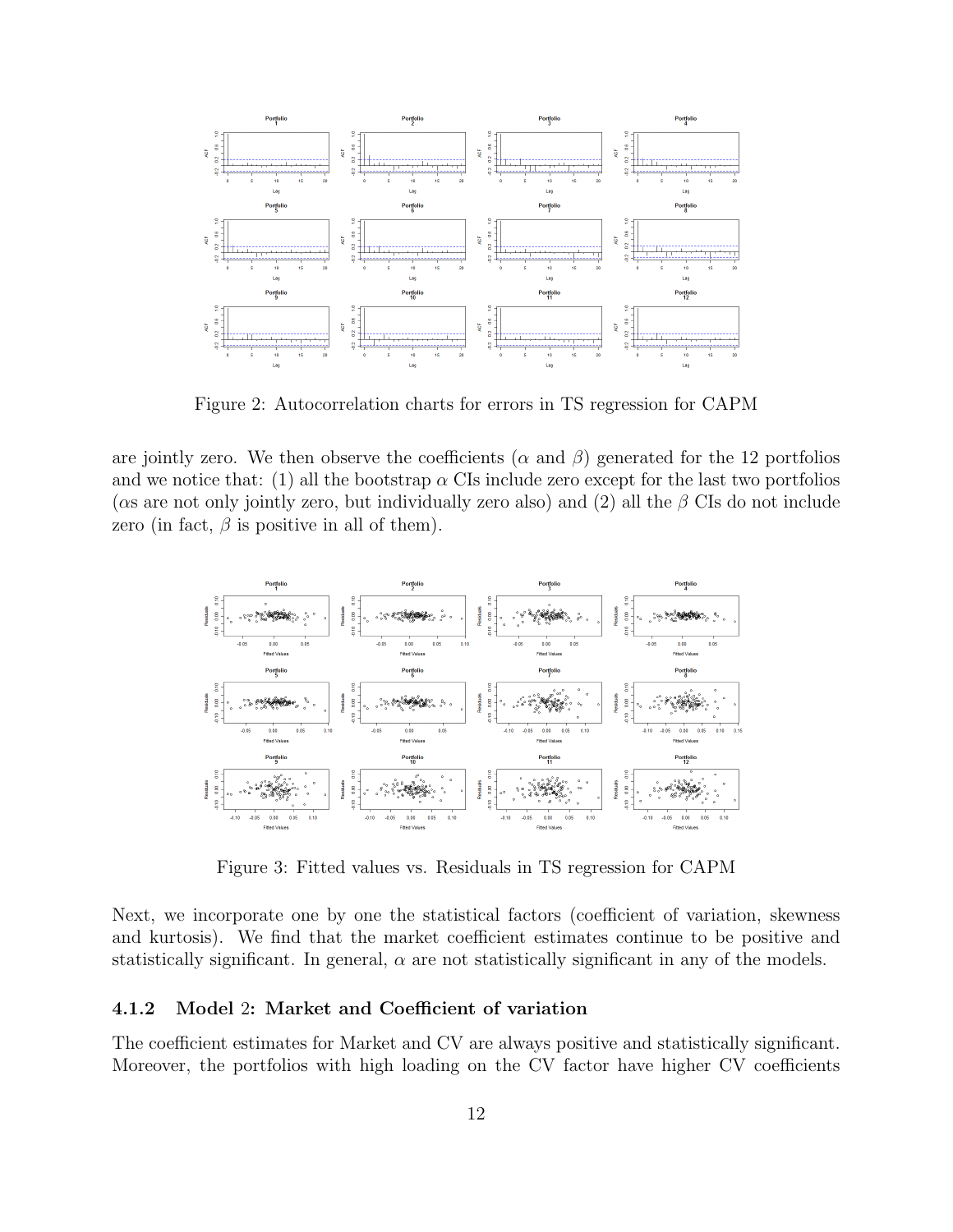Figure 2: Autocorrelation charts for errors in TS regression for CAPM

are jointly zero. We then observe the coefficients ($\alpha$ and $\beta$) generated for the 12 portfolios and we notice that: (1) all the bootstrap $\alpha$ CIs include zero except for the last two portfolios ($\alpha$s are not only jointly zero, but individually zero also) and (2) all the $\beta$ CIs do not include zero (in fact, $\beta$ is positive in all of them).

Figure 3: Fitted values vs. Residuals in TS regression for CAPM

Next, we incorporate one by one the statistical factors (coefficient of variation, skewness and kurtosis). We find that the market coefficient estimates continue to be positive and statistically significant. In general, $\alpha$ are not statistically significant in any of the models.

#### 4.1.2 Model 2: Market and Coefficient of variation

The coefficient estimates for Market and CV are always positive and statistically significant. Moreover, the portfolios with high loading on the CV factor have higher CV coefficients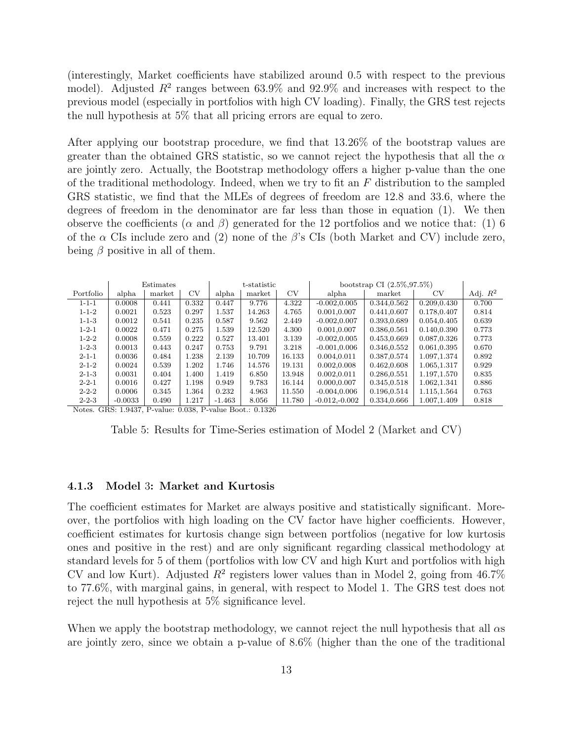(interestingly, Market coefficients have stabilized around 0.5 with respect to the previous model). Adjusted $R^2$ ranges between 63.9% and 92.9% and increases with respect to the previous model (especially in portfolios with high CV loading). Finally, the GRS test rejects the null hypothesis at 5% that all pricing errors are equal to zero.

After applying our bootstrap procedure, we find that 13.26% of the bootstrap values are greater than the obtained GRS statistic, so we cannot reject the hypothesis that all the $\alpha$ are jointly zero. Actually, the Bootstrap methodology offers a higher p-value than the one of the traditional methodology. Indeed, when we try to fit an $F$ distribution to the sampled GRS statistic, we find that the MLEs of degrees of freedom are 12.8 and 33.6, where the degrees of freedom in the denominator are far less than those in equation (1). We then observe the coefficients ($\alpha$ and $\beta$) generated for the 12 portfolios and we notice that: (1) 6 of the $\alpha$ CIs include zero and (2) none of the $\beta$'s CIs (both Market and CV) include zero, being $\beta$ positive in all of them.

| | Estimates | | | t-statistic | | | bootstrap CI (2.5%,97.5%) | | | |
|---|---|---|---|---|---|---|---|---|---|---|
| Portfolio | alpha | market | CV | alpha | market | CV | alpha | market | CV | Adj. $R^2$ |
| 1-1-1 | 0.0008 | 0.441 | 0.332 | 0.447 | 9.776 | 4.322 | -0.002,0.005 | 0.344,0.562 | 0.209,0.430 | 0.700 |
| 1-1-2 | 0.0021 | 0.523 | 0.297 | 1.537 | 14.263 | 4.765 | 0.001,0.007 | 0.441,0.607 | 0.178,0.407 | 0.814 |
| 1-1-3 | 0.0012 | 0.541 | 0.235 | 0.587 | 9.562 | 2.449 | -0.002,0.007 | 0.393,0.689 | 0.054,0.405 | 0.639 |
| 1-2-1 | 0.0022 | 0.471 | 0.275 | 1.539 | 12.520 | 4.300 | 0.001,0.007 | 0.386,0.561 | 0.140,0.390 | 0.773 |
| 1-2-2 | 0.0008 | 0.559 | 0.222 | 0.527 | 13.401 | 3.139 | -0.002,0.005 | 0.453,0.669 | 0.087,0.326 | 0.773 |
| 1-2-3 | 0.0013 | 0.443 | 0.247 | 0.753 | 9.791 | 3.218 | -0.001,0.006 | 0.346,0.552 | 0.061,0.395 | 0.670 |
| 2-1-1 | 0.0036 | 0.484 | 1.238 | 2.139 | 10.709 | 16.133 | 0.004,0.011 | 0.387,0.574 | 1.097,1.374 | 0.892 |
| 2-1-2 | 0.0024 | 0.539 | 1.202 | 1.746 | 14.576 | 19.131 | 0.002,0.008 | 0.462,0.608 | 1.065,1.317 | 0.929 |
| 2-1-3 | 0.0031 | 0.404 | 1.400 | 1.419 | 6.850 | 13.948 | 0.002,0.011 | 0.286,0.551 | 1.197,1.570 | 0.835 |
| 2-2-1 | 0.0016 | 0.427 | 1.198 | 0.949 | 9.783 | 16.144 | 0.000,0.007 | 0.345,0.518 | 1.062,1.341 | 0.886 |
| 2-2-2 | 0.0006 | 0.345 | 1.364 | 0.232 | 4.963 | 11.550 | -0.004,0.006 | 0.196,0.514 | 1.115,1.564 | 0.763 |
| 2-2-3 | -0.0033 | 0.490 | 1.217 | -1.463 | 8.056 | 11.780 | -0.012,-0.002 | 0.334,0.666 | 1.007,1.409 | 0.818 |

Notes. GRS: 1.9437, P-value: 0.038, P-value Boot.: 0.1326

Table 5: Results for Time-Series estimation of Model 2 (Market and CV)

### 4.1.3 Model 3: Market and Kurtosis

The coefficient estimates for Market are always positive and statistically significant. Moreover, the portfolios with high loading on the CV factor have higher coefficients. However, coefficient estimates for kurtosis change sign between portfolios (negative for low kurtosis ones and positive in the rest) and are only significant regarding classical methodology at standard levels for 5 of them (portfolios with low CV and high Kurt and portfolios with high CV and low Kurt). Adjusted $R^2$ registers lower values than in Model 2, going from 46.7% to 77.6%, with marginal gains, in general, with respect to Model 1. The GRS test does not reject the null hypothesis at 5% significance level.

When we apply the bootstrap methodology, we cannot reject the null hypothesis that all $\alpha$s are jointly zero, since we obtain a p-value of 8.6% (higher than the one of the traditional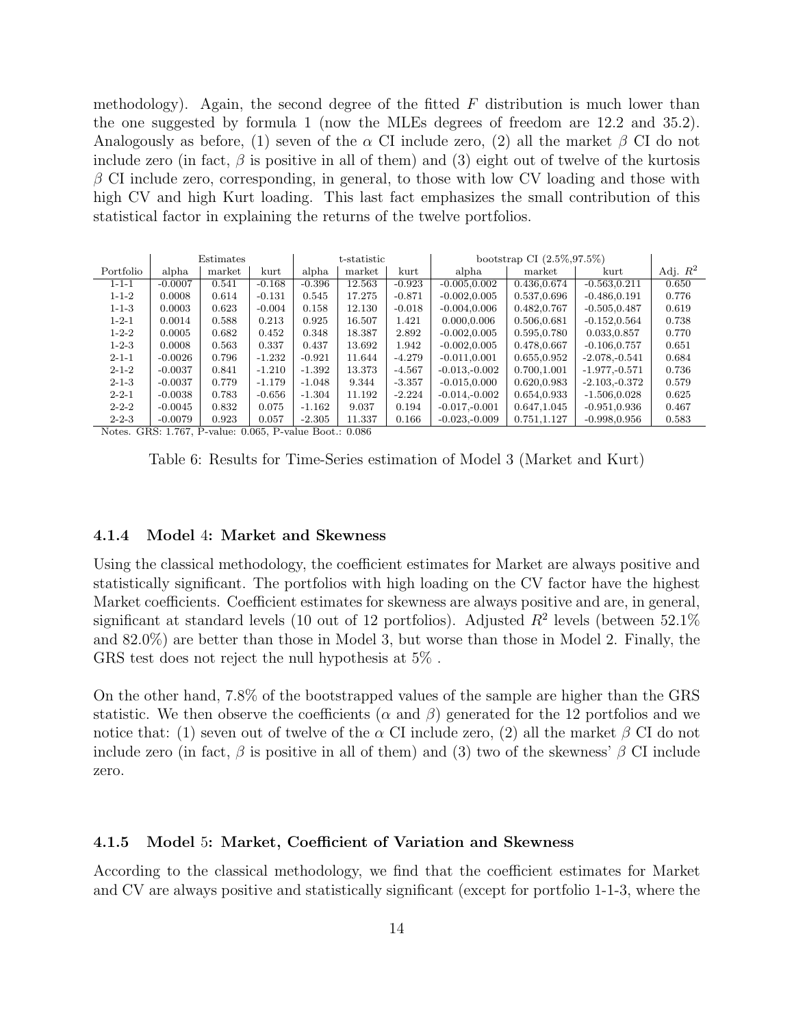methodology). Again, the second degree of the fitted $F$ distribution is much lower than the one suggested by formula 1 (now the MLEs degrees of freedom are 12.2 and 35.2). Analogously as before, (1) seven of the $\alpha$ CI include zero, (2) all the market $\beta$ CI do not include zero (in fact, $\beta$ is positive in all of them) and (3) eight out of twelve of the kurtosis $\beta$ CI include zero, corresponding, in general, to those with low CV loading and those with high CV and high Kurt loading. This last fact emphasizes the small contribution of this statistical factor in explaining the returns of the twelve portfolios.

| | Estimates | | | t-statistic | | | bootstrap CI (2.5%,97.5%) | | | |
|---|---|---|---|---|---|---|---|---|---|---|
| Portfolio | alpha | market | kurt | alpha | market | kurt | alpha | market | kurt | Adj. $R^2$ |
| 1-1-1 | -0.0007 | 0.541 | -0.168 | -0.396 | 12.563 | -0.923 | -0.005,0.002 | 0.436,0.674 | -0.563,0.211 | 0.650 |
| 1-1-2 | 0.0008 | 0.614 | -0.131 | 0.545 | 17.275 | -0.871 | -0.002,0.005 | 0.537,0.696 | -0.486,0.191 | 0.776 |
| 1-1-3 | 0.0003 | 0.623 | -0.004 | 0.158 | 12.130 | -0.018 | -0.004,0.006 | 0.482,0.767 | -0.505,0.487 | 0.619 |
| 1-2-1 | 0.0014 | 0.588 | 0.213 | 0.925 | 16.507 | 1.421 | 0.000,0.006 | 0.506,0.681 | -0.152,0.564 | 0.738 |
| 1-2-2 | 0.0005 | 0.682 | 0.452 | 0.348 | 18.387 | 2.892 | -0.002,0.005 | 0.595,0.780 | 0.033,0.857 | 0.770 |
| 1-2-3 | 0.0008 | 0.563 | 0.337 | 0.437 | 13.692 | 1.942 | -0.002,0.005 | 0.478,0.667 | -0.106,0.757 | 0.651 |
| 2-1-1 | -0.0026 | 0.796 | -1.232 | -0.921 | 11.644 | -4.279 | -0.011,0.001 | 0.655,0.952 | -2.078,-0.541 | 0.684 |
| 2-1-2 | -0.0037 | 0.841 | -1.210 | -1.392 | 13.373 | -4.567 | -0.013,-0.002 | 0.700,1.001 | -1.977,-0.571 | 0.736 |
| 2-1-3 | -0.0037 | 0.779 | -1.179 | -1.048 | 9.344 | -3.357 | -0.015,0.000 | 0.620,0.983 | -2.103,-0.372 | 0.579 |
| 2-2-1 | -0.0038 | 0.783 | -0.656 | -1.304 | 11.192 | -2.224 | -0.014,-0.002 | 0.654,0.933 | -1.506,0.028 | 0.625 |
| 2-2-2 | -0.0045 | 0.832 | 0.075 | -1.162 | 9.037 | 0.194 | -0.017,-0.001 | 0.647,1.045 | -0.951,0.936 | 0.467 |
| 2-2-3 | -0.0079 | 0.923 | 0.057 | -2.305 | 11.337 | 0.166 | -0.023,-0.009 | 0.751,1.127 | -0.998,0.956 | 0.583 |

Notes. GRS: 1.767, P-value: 0.065, P-value Boot.: 0.086

Table 6: Results for Time-Series estimation of Model 3 (Market and Kurt)

#### 4.1.4 Model 4: Market and Skewness

Using the classical methodology, the coefficient estimates for Market are always positive and statistically significant. The portfolios with high loading on the CV factor have the highest Market coefficients. Coefficient estimates for skewness are always positive and are, in general, significant at standard levels (10 out of 12 portfolios). Adjusted $R^2$ levels (between 52.1% and 82.0%) are better than those in Model 3, but worse than those in Model 2. Finally, the GRS test does not reject the null hypothesis at 5% .

On the other hand, 7.8% of the bootstrapped values of the sample are higher than the GRS statistic. We then observe the coefficients ($\alpha$ and $\beta$) generated for the 12 portfolios and we notice that: (1) seven out of twelve of the $\alpha$ CI include zero, (2) all the market $\beta$ CI do not include zero (in fact, $\beta$ is positive in all of them) and (3) two of the skewness' $\beta$ CI include zero.

#### 4.1.5 Model 5: Market, Coefficient of Variation and Skewness

According to the classical methodology, we find that the coefficient estimates for Market and CV are always positive and statistically significant (except for portfolio 1-1-3, where the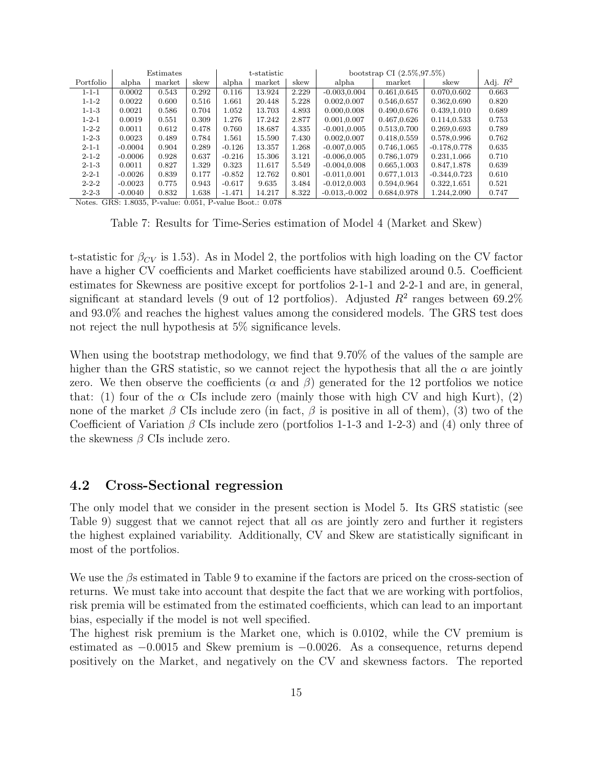| | Estimates | | | t-statistic | | | bootstrap CI (2.5%,97.5%) | | | |
|---|---|---|---|---|---|---|---|---|---|---|
| Portfolio | alpha | market | skew | alpha | market | skew | alpha | market | skew | Adj. $R^2$ |
| 1-1-1 | 0.0002 | 0.543 | 0.292 | 0.116 | 13.924 | 2.229 | -0.003,0.004 | 0.461,0.645 | 0.070,0.602 | 0.663 |
| 1-1-2 | 0.0022 | 0.600 | 0.516 | 1.661 | 20.448 | 5.228 | 0.002,0.007 | 0.546,0.657 | 0.362,0.690 | 0.820 |
| 1-1-3 | 0.0021 | 0.586 | 0.704 | 1.052 | 13.703 | 4.893 | 0.000,0.008 | 0.490,0.676 | 0.439,1.010 | 0.689 |
| 1-2-1 | 0.0019 | 0.551 | 0.309 | 1.276 | 17.242 | 2.877 | 0.001,0.007 | 0.467,0.626 | 0.114,0.533 | 0.753 |
| 1-2-2 | 0.0011 | 0.612 | 0.478 | 0.760 | 18.687 | 4.335 | -0.001,0.005 | 0.513,0.700 | 0.269,0.693 | 0.789 |
| 1-2-3 | 0.0023 | 0.489 | 0.784 | 1.561 | 15.590 | 7.430 | 0.002,0.007 | 0.418,0.559 | 0.578,0.996 | 0.762 |
| 2-1-1 | -0.0004 | 0.904 | 0.289 | -0.126 | 13.357 | 1.268 | -0.007,0.005 | 0.746,1.065 | -0.178,0.778 | 0.635 |
| 2-1-2 | -0.0006 | 0.928 | 0.637 | -0.216 | 15.306 | 3.121 | -0.006,0.005 | 0.786,1.079 | 0.231,1.066 | 0.710 |
| 2-1-3 | 0.0011 | 0.827 | 1.329 | 0.323 | 11.617 | 5.549 | -0.004,0.008 | 0.665,1.003 | 0.847,1.878 | 0.639 |
| 2-2-1 | -0.0026 | 0.839 | 0.177 | -0.852 | 12.762 | 0.801 | -0.011,0.001 | 0.677,1.013 | -0.344,0.723 | 0.610 |
| 2-2-2 | -0.0023 | 0.775 | 0.943 | -0.617 | 9.635 | 3.484 | -0.012,0.003 | 0.594,0.964 | 0.322,1.651 | 0.521 |
| 2-2-3 | -0.0040 | 0.832 | 1.638 | -1.471 | 14.217 | 8.322 | -0.013,-0.002 | 0.684,0.978 | 1.244,2.090 | 0.747 |

Notes. GRS: 1.8035, P-value: 0.051, P-value Boot.: 0.078

Table 7: Results for Time-Series estimation of Model 4 (Market and Skew)

t-statistic for $\beta_{CV}$ is 1.53). As in Model 2, the portfolios with high loading on the CV factor have a higher CV coefficients and Market coefficients have stabilized around 0.5. Coefficient estimates for Skewness are positive except for portfolios 2-1-1 and 2-2-1 and are, in general, significant at standard levels (9 out of 12 portfolios). Adjusted $R^2$ ranges between 69.2% and 93.0% and reaches the highest values among the considered models. The GRS test does not reject the null hypothesis at 5% significance levels.

When using the bootstrap methodology, we find that 9.70% of the values of the sample are higher than the GRS statistic, so we cannot reject the hypothesis that all the $\alpha$ are jointly zero. We then observe the coefficients ($\alpha$ and $\beta$) generated for the 12 portfolios we notice that: (1) four of the $\alpha$ CIs include zero (mainly those with high CV and high Kurt), (2) none of the market $\beta$ CIs include zero (in fact, $\beta$ is positive in all of them), (3) two of the Coefficient of Variation $\beta$ CIs include zero (portfolios 1-1-3 and 1-2-3) and (4) only three of the skewness $\beta$ CIs include zero.

## 4.2 Cross-Sectional regression

The only model that we consider in the present section is Model 5. Its GRS statistic (see Table 9) suggest that we cannot reject that all $\alpha$s are jointly zero and further it registers the highest explained variability. Additionally, CV and Skew are statistically significant in most of the portfolios.

We use the $\beta$s estimated in Table 9 to examine if the factors are priced on the cross-section of returns. We must take into account that despite the fact that we are working with portfolios, risk premia will be estimated from the estimated coefficients, which can lead to an important bias, especially if the model is not well specified.

The highest risk premium is the Market one, which is 0.0102, while the CV premium is estimated as $-0.0015$ and Skew premium is $-0.0026$. As a consequence, returns depend positively on the Market, and negatively on the CV and skewness factors. The reported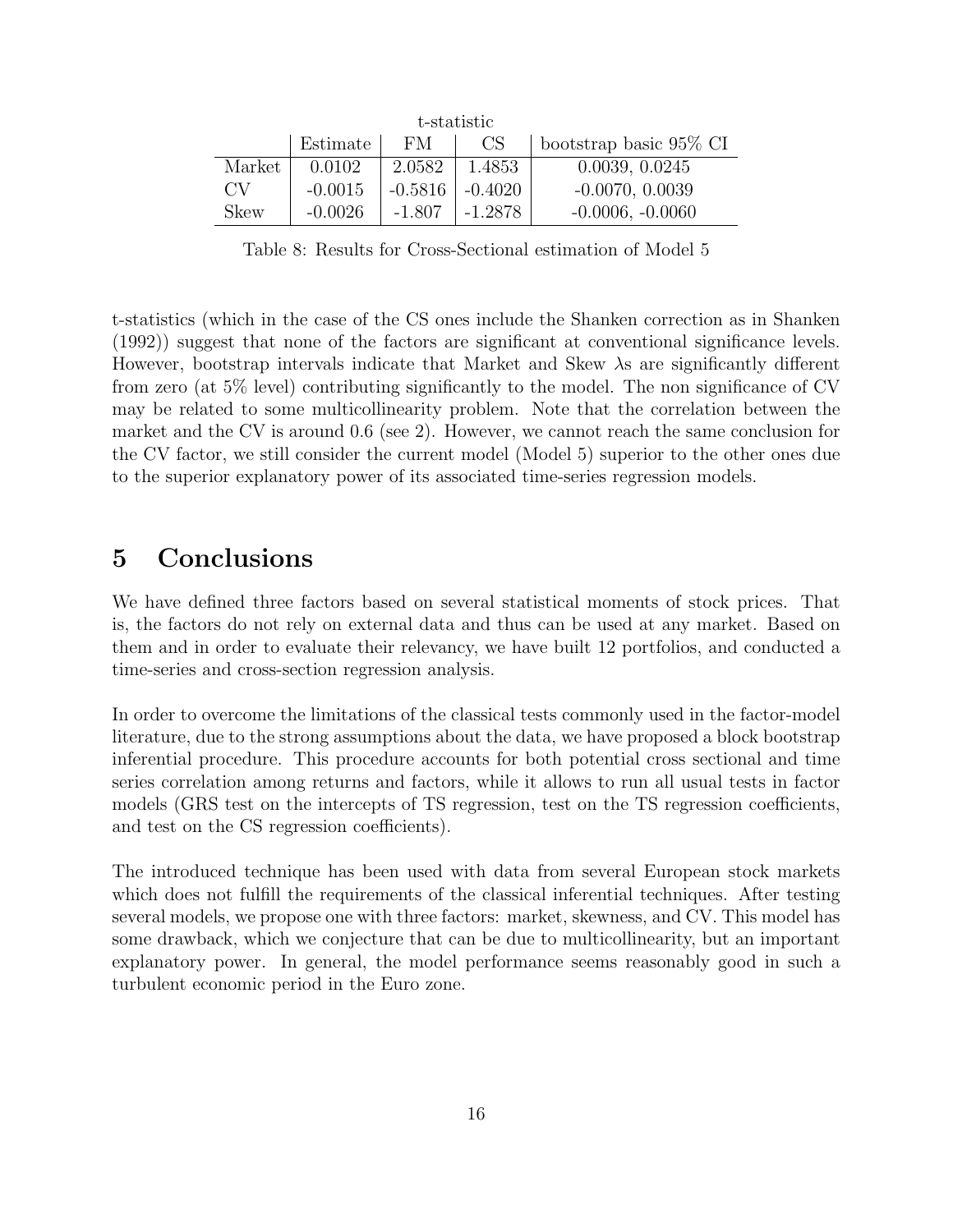| | Estimate | t-statistic FM | CS | bootstrap basic 95% CI |
|---|---|---|---|---|
| Market | 0.0102 | 2.0582 | 1.4853 | 0.0039, 0.0245 |
| CV | -0.0015 | -0.5816 | -0.4020 | -0.0070, 0.0039 |
| Skew | -0.0026 | -1.807 | -1.2878 | -0.0006, -0.0060 |

Table 8: Results for Cross-Sectional estimation of Model 5

t-statistics (which in the case of the CS ones include the Shanken correction as in Shanken (1992)) suggest that none of the factors are significant at conventional significance levels. However, bootstrap intervals indicate that Market and Skew $\lambda$s are significantly different from zero (at 5% level) contributing significantly to the model. The non significance of CV may be related to some multicollinearity problem. Note that the correlation between the market and the CV is around 0.6 (see 2). However, we cannot reach the same conclusion for the CV factor, we still consider the current model (Model 5) superior to the other ones due to the superior explanatory power of its associated time-series regression models.

# 5 Conclusions

We have defined three factors based on several statistical moments of stock prices. That is, the factors do not rely on external data and thus can be used at any market. Based on them and in order to evaluate their relevancy, we have built 12 portfolios, and conducted a time-series and cross-section regression analysis.

In order to overcome the limitations of the classical tests commonly used in the factor-model literature, due to the strong assumptions about the data, we have proposed a block bootstrap inferential procedure. This procedure accounts for both potential cross sectional and time series correlation among returns and factors, while it allows to run all usual tests in factor models (GRS test on the intercepts of TS regression, test on the TS regression coefficients, and test on the CS regression coefficients).

The introduced technique has been used with data from several European stock markets which does not fulfill the requirements of the classical inferential techniques. After testing several models, we propose one with three factors: market, skewness, and CV. This model has some drawback, which we conjecture that can be due to multicollinearity, but an important explanatory power. In general, the model performance seems reasonably good in such a turbulent economic period in the Euro zone.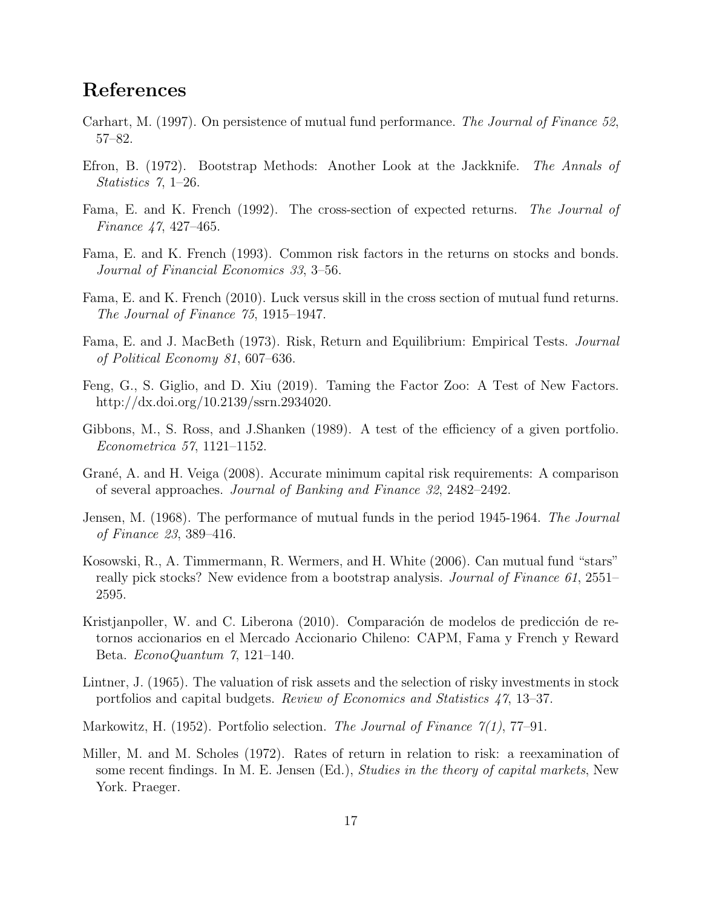## References

Carhart, M. (1997). On persistence of mutual fund performance. *The Journal of Finance 52*, 57–82.

Efron, B. (1972). Bootstrap Methods: Another Look at the Jackknife. *The Annals of Statistics 7*, 1–26.

Fama, E. and K. French (1992). The cross-section of expected returns. *The Journal of Finance 47*, 427–465.

Fama, E. and K. French (1993). Common risk factors in the returns on stocks and bonds. *Journal of Financial Economics 33*, 3–56.

Fama, E. and K. French (2010). Luck versus skill in the cross section of mutual fund returns. *The Journal of Finance 75*, 1915–1947.

Fama, E. and J. MacBeth (1973). Risk, Return and Equilibrium: Empirical Tests. *Journal of Political Economy 81*, 607–636.

Feng, G., S. Giglio, and D. Xiu (2019). Taming the Factor Zoo: A Test of New Factors. http://dx.doi.org/10.2139/ssrn.2934020.

Gibbons, M., S. Ross, and J.Shanken (1989). A test of the efficiency of a given portfolio. *Econometrica 57*, 1121–1152.

Grané, A. and H. Veiga (2008). Accurate minimum capital risk requirements: A comparison of several approaches. *Journal of Banking and Finance 32*, 2482–2492.

Jensen, M. (1968). The performance of mutual funds in the period 1945-1964. *The Journal of Finance 23*, 389–416.

Kosowski, R., A. Timmermann, R. Wermers, and H. White (2006). Can mutual fund "stars" really pick stocks? New evidence from a bootstrap analysis. *Journal of Finance 61*, 2551–2595.

Kristjanpoller, W. and C. Liberona (2010). Comparación de modelos de predicción de retornos accionarios en el Mercado Accionario Chileno: CAPM, Fama y French y Reward Beta. *EconoQuantum 7*, 121–140.

Lintner, J. (1965). The valuation of risk assets and the selection of risky investments in stock portfolios and capital budgets. *Review of Economics and Statistics 47*, 13–37.

Markowitz, H. (1952). Portfolio selection. *The Journal of Finance 7(1)*, 77–91.

Miller, M. and M. Scholes (1972). Rates of return in relation to risk: a reexamination of some recent findings. In M. E. Jensen (Ed.), *Studies in the theory of capital markets*, New York. Praeger.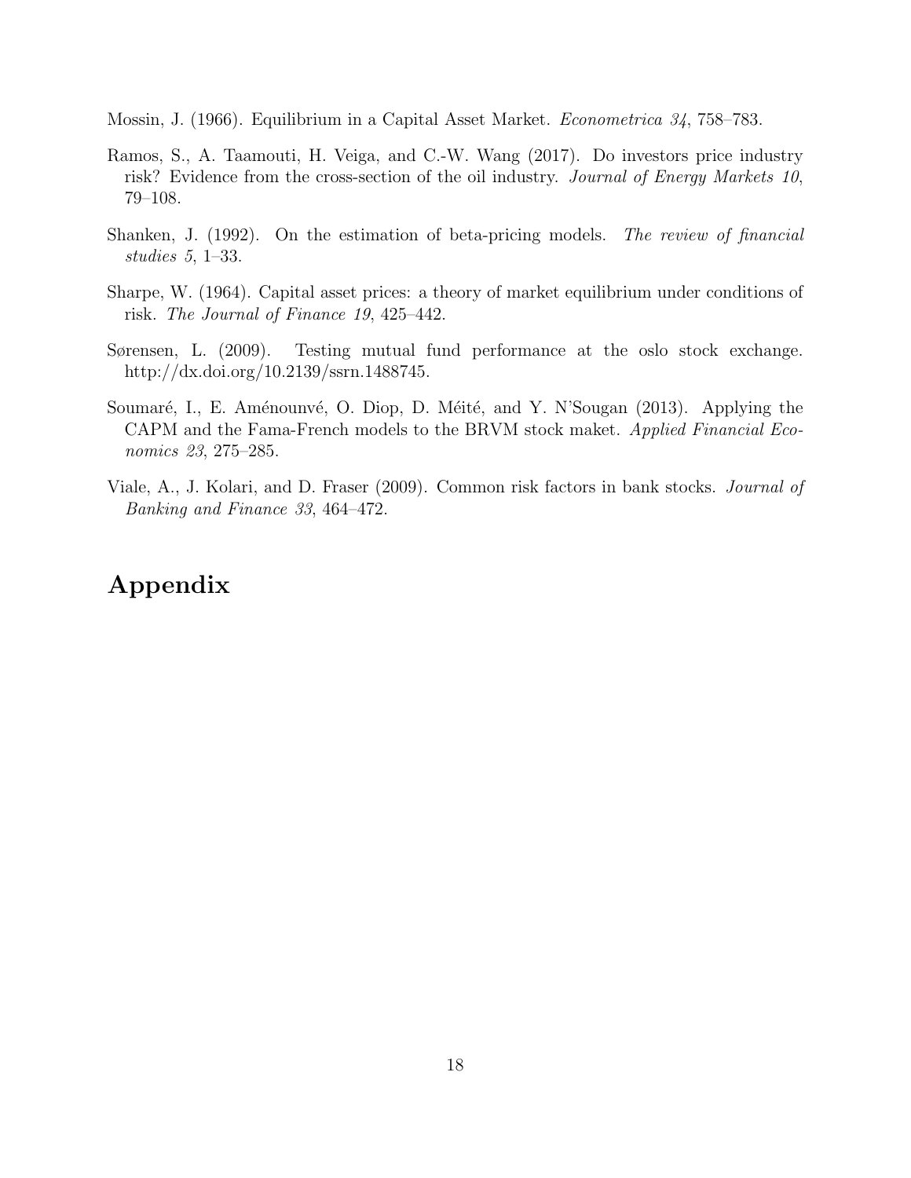Mossin, J. (1966). Equilibrium in a Capital Asset Market. *Econometrica 34*, 758–783.

Ramos, S., A. Taamouti, H. Veiga, and C.-W. Wang (2017). Do investors price industry risk? Evidence from the cross-section of the oil industry. *Journal of Energy Markets 10*, 79–108.

Shanken, J. (1992). On the estimation of beta-pricing models. *The review of financial studies 5*, 1–33.

Sharpe, W. (1964). Capital asset prices: a theory of market equilibrium under conditions of risk. *The Journal of Finance 19*, 425–442.

Sørensen, L. (2009). Testing mutual fund performance at the oslo stock exchange. http://dx.doi.org/10.2139/ssrn.1488745.

Soumaré, I., E. Aménounvé, O. Diop, D. Méité, and Y. N'Sougan (2013). Applying the CAPM and the Fama-French models to the BRVM stock maket. *Applied Financial Economics 23*, 275–285.

Viale, A., J. Kolari, and D. Fraser (2009). Common risk factors in bank stocks. *Journal of Banking and Finance 33*, 464–472.

# Appendix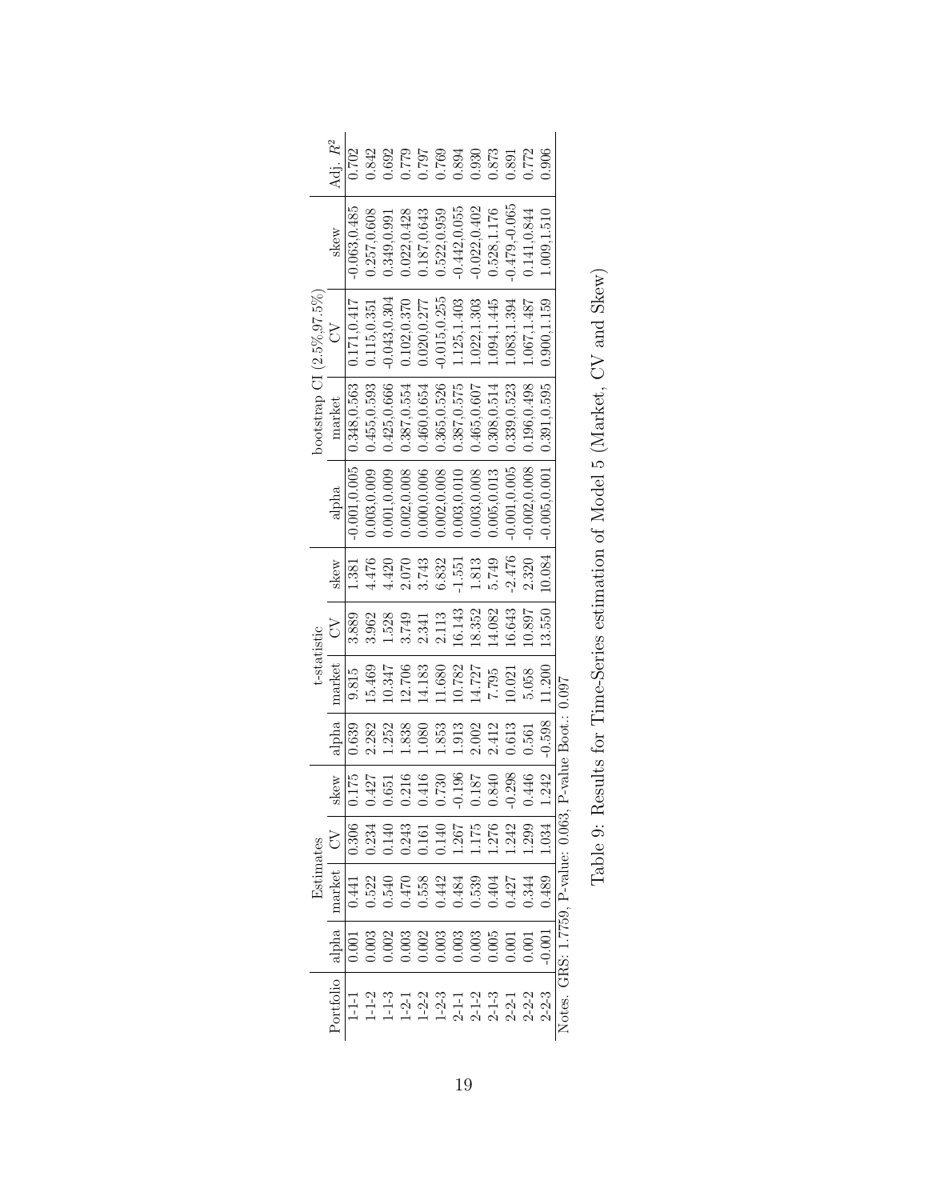| Portfolio | Estimates | | | | t-statistic | | | | bootstrap CI (2.5%,97.5%) | | | | Adj. $R^2$ |
|---|---|---|---|---|---|---|---|---|---|---|---|---|---|
| | alpha | market | CV | skew | alpha | market | CV | skew | alpha | market | CV | skew | |
| 1-1-1 | 0.001 | 0.441 | 0.306 | 0.175 | 0.639 | 9.815 | 3.889 | 1.381 | -0.001,0.005 | 0.348,0.563 | 0.171,0.417 | -0.063,0.485 | 0.702 |
| 1-1-2 | 0.003 | 0.522 | 0.234 | 0.427 | 2.282 | 15.469 | 3.962 | 4.476 | 0.003,0.009 | 0.455,0.593 | 0.115,0.351 | 0.257,0.608 | 0.842 |
| 1-1-3 | 0.002 | 0.540 | 0.140 | 0.651 | 1.252 | 10.347 | 1.528 | 4.420 | 0.001,0.009 | 0.425,0.666 | -0.043,0.304 | 0.349,0.991 | 0.692 |
| 1-2-1 | 0.003 | 0.470 | 0.243 | 0.216 | 1.838 | 12.706 | 3.749 | 2.070 | 0.002,0.008 | 0.387,0.554 | 0.102,0.370 | 0.022,0.428 | 0.779 |
| 1-2-2 | 0.002 | 0.558 | 0.161 | 0.416 | 1.080 | 14.183 | 2.341 | 3.743 | 0.000,0.006 | 0.460,0.654 | 0.020,0.277 | 0.187,0.643 | 0.797 |
| 1-2-3 | 0.003 | 0.442 | 0.140 | 0.730 | 1.853 | 11.680 | 2.113 | 6.832 | 0.002,0.008 | 0.365,0.526 | -0.015,0.255 | 0.522,0.959 | 0.769 |
| 2-1-1 | 0.003 | 0.484 | 1.267 | -0.196 | 1.913 | 10.782 | 16.143 | -1.551 | 0.003,0.010 | 0.387,0.575 | 1.125,1.403 | -0.442,0.055 | 0.894 |
| 2-1-2 | 0.003 | 0.539 | 1.175 | 0.187 | 2.002 | 14.727 | 18.352 | 1.813 | 0.003,0.008 | 0.465,0.607 | 1.022,1.303 | -0.022,0.402 | 0.930 |
| 2-1-3 | 0.005 | 0.404 | 1.276 | 0.840 | 2.412 | 7.795 | 14.082 | 5.749 | 0.005,0.013 | 0.308,0.514 | 1.094,1.445 | 0.528,1.176 | 0.873 |
| 2-2-1 | 0.001 | 0.427 | 1.242 | -0.298 | 0.613 | 10.021 | 16.643 | -2.476 | -0.001,0.005 | 0.339,0.523 | 1.083,1.394 | -0.479,-0.065 | 0.891 |
| 2-2-2 | 0.001 | 0.344 | 1.299 | 0.446 | 0.561 | 5.058 | 10.897 | 2.320 | -0.002,0.008 | 0.196,0.498 | 1.067,1.487 | 0.141,0.844 | 0.772 |
| 2-2-3 | -0.001 | 0.489 | 1.034 | 1.242 | -0.598 | 11.200 | 13.550 | 10.084 | -0.005,0.001 | 0.391,0.595 | 0.900,1.159 | 1.009,1.510 | 0.906 |

Notes. GRS: 1.7759, P-value: 0.063, P-value Boot.: 0.097

Table 9: Results for Time-Series estimation of Model 5 (Market, CV and Skew)